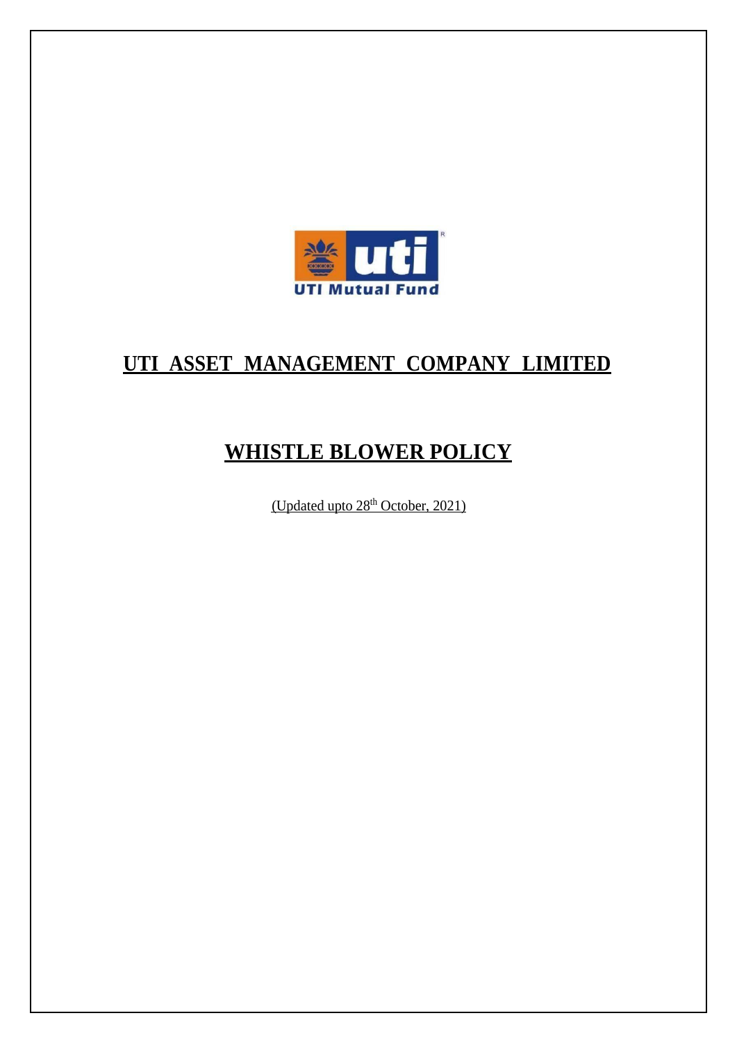# UTI ASSET MANAGEMENT COMPANY LIMITED

# WHISTLE BLOWER POLICY

(Updated upto 28th October, 2021)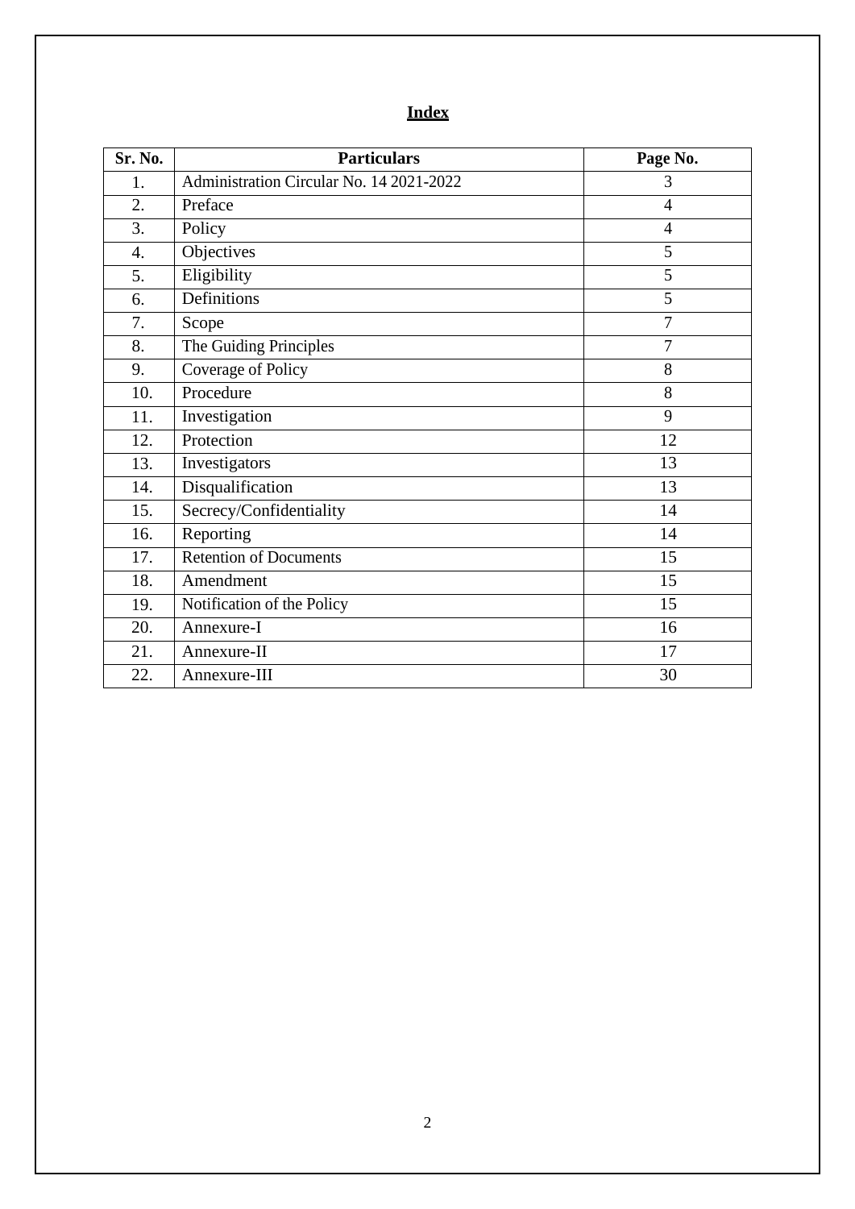# Index

| Sr. No. | Particulars | Page No. |
|---|---|---|
| 1. | Administration Circular No. 14 2021-2022 | 3 |
| 2. | Preface | 4 |
| 3. | Policy | 4 |
| 4. | Objectives | 5 |
| 5. | Eligibility | 5 |
| 6. | Definitions | 5 |
| 7. | Scope | 7 |
| 8. | The Guiding Principles | 7 |
| 9. | Coverage of Policy | 8 |
| 10. | Procedure | 8 |
| 11. | Investigation | 9 |
| 12. | Protection | 12 |
| 13. | Investigators | 13 |
| 14. | Disqualification | 13 |
| 15. | Secrecy/Confidentiality | 14 |
| 16. | Reporting | 14 |
| 17. | Retention of Documents | 15 |
| 18. | Amendment | 15 |
| 19. | Notification of the Policy | 15 |
| 20. | Annexure-I | 16 |
| 21. | Annexure-II | 17 |
| 22. | Annexure-III | 30 |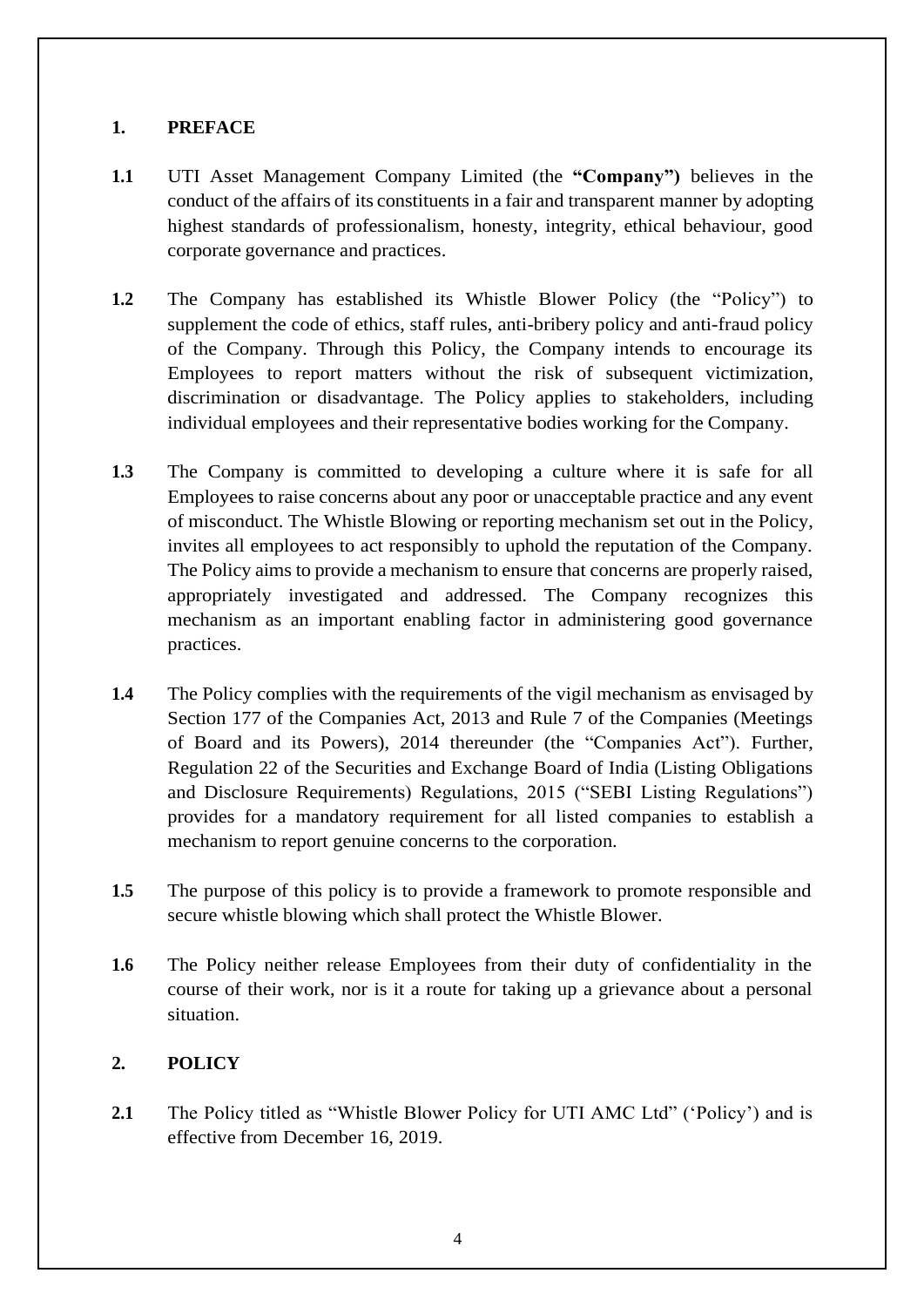## 1. PREFACE

**1.1** UTI Asset Management Company Limited (the **"Company")** believes in the conduct of the affairs of its constituents in a fair and transparent manner by adopting highest standards of professionalism, honesty, integrity, ethical behaviour, good corporate governance and practices.

**1.2** The Company has established its Whistle Blower Policy (the "Policy") to supplement the code of ethics, staff rules, anti-bribery policy and anti-fraud policy of the Company. Through this Policy, the Company intends to encourage its Employees to report matters without the risk of subsequent victimization, discrimination or disadvantage. The Policy applies to stakeholders, including individual employees and their representative bodies working for the Company.

**1.3** The Company is committed to developing a culture where it is safe for all Employees to raise concerns about any poor or unacceptable practice and any event of misconduct. The Whistle Blowing or reporting mechanism set out in the Policy, invites all employees to act responsibly to uphold the reputation of the Company. The Policy aims to provide a mechanism to ensure that concerns are properly raised, appropriately investigated and addressed. The Company recognizes this mechanism as an important enabling factor in administering good governance practices.

**1.4** The Policy complies with the requirements of the vigil mechanism as envisaged by Section 177 of the Companies Act, 2013 and Rule 7 of the Companies (Meetings of Board and its Powers), 2014 thereunder (the "Companies Act"). Further, Regulation 22 of the Securities and Exchange Board of India (Listing Obligations and Disclosure Requirements) Regulations, 2015 ("SEBI Listing Regulations") provides for a mandatory requirement for all listed companies to establish a mechanism to report genuine concerns to the corporation.

**1.5** The purpose of this policy is to provide a framework to promote responsible and secure whistle blowing which shall protect the Whistle Blower.

**1.6** The Policy neither release Employees from their duty of confidentiality in the course of their work, nor is it a route for taking up a grievance about a personal situation.

## 2. POLICY

**2.1** The Policy titled as "Whistle Blower Policy for UTI AMC Ltd" ('Policy') and is effective from December 16, 2019.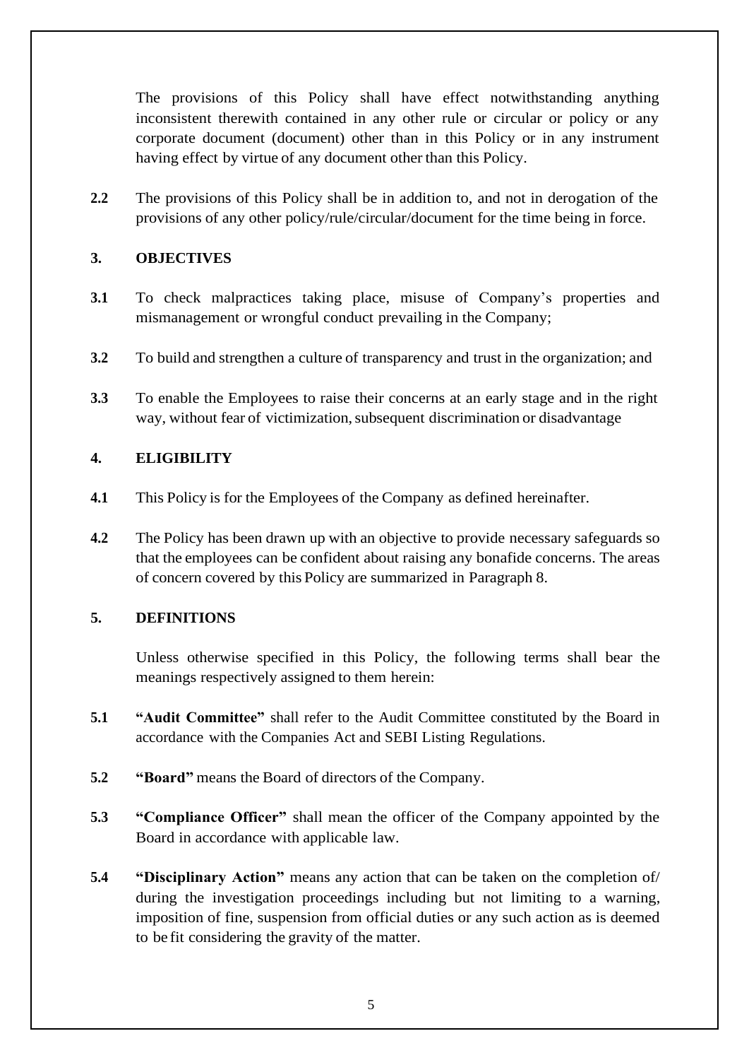The provisions of this Policy shall have effect notwithstanding anything inconsistent therewith contained in any other rule or circular or policy or any corporate document (document) other than in this Policy or in any instrument having effect by virtue of any document other than this Policy.

**2.2** The provisions of this Policy shall be in addition to, and not in derogation of the provisions of any other policy/rule/circular/document for the time being in force.

## 3. OBJECTIVES

**3.1** To check malpractices taking place, misuse of Company's properties and mismanagement or wrongful conduct prevailing in the Company;

**3.2** To build and strengthen a culture of transparency and trust in the organization; and

**3.3** To enable the Employees to raise their concerns at an early stage and in the right way, without fear of victimization, subsequent discrimination or disadvantage

## 4. ELIGIBILITY

**4.1** This Policy is for the Employees of the Company as defined hereinafter.

**4.2** The Policy has been drawn up with an objective to provide necessary safeguards so that the employees can be confident about raising any bonafide concerns. The areas of concern covered by this Policy are summarized in Paragraph 8.

## 5. DEFINITIONS

Unless otherwise specified in this Policy, the following terms shall bear the meanings respectively assigned to them herein:

**5.1** **"Audit Committee"** shall refer to the Audit Committee constituted by the Board in accordance with the Companies Act and SEBI Listing Regulations.

**5.2** **"Board"** means the Board of directors of the Company.

**5.3** **"Compliance Officer"** shall mean the officer of the Company appointed by the Board in accordance with applicable law.

**5.4** **"Disciplinary Action"** means any action that can be taken on the completion of/ during the investigation proceedings including but not limiting to a warning, imposition of fine, suspension from official duties or any such action as is deemed to be fit considering the gravity of the matter.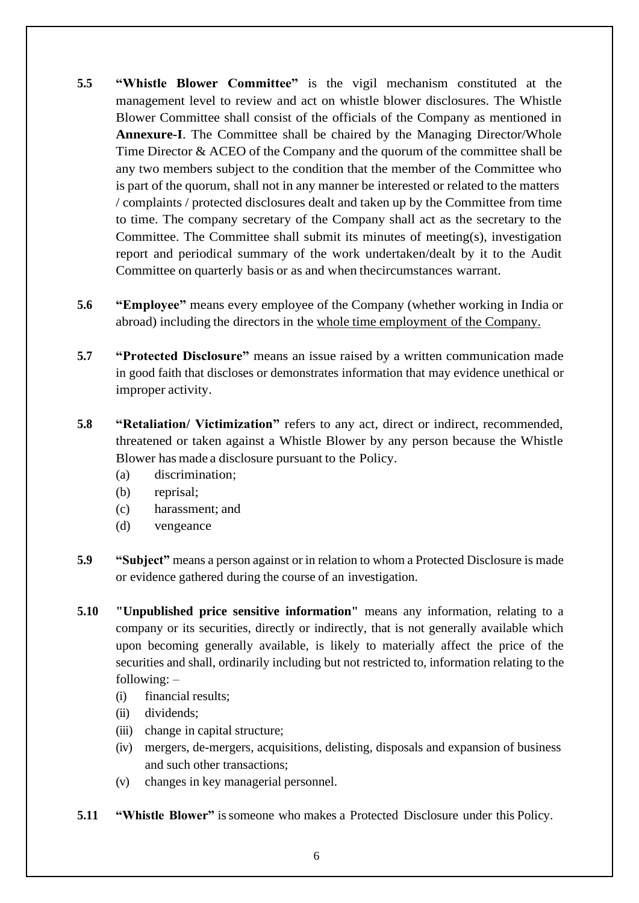**5.5** **"Whistle Blower Committee"** is the vigil mechanism constituted at the management level to review and act on whistle blower disclosures. The Whistle Blower Committee shall consist of the officials of the Company as mentioned in **Annexure-I**. The Committee shall be chaired by the Managing Director/Whole Time Director & ACEO of the Company and the quorum of the committee shall be any two members subject to the condition that the member of the Committee who is part of the quorum, shall not in any manner be interested or related to the matters / complaints / protected disclosures dealt and taken up by the Committee from time to time. The company secretary of the Company shall act as the secretary to the Committee. The Committee shall submit its minutes of meeting(s), investigation report and periodical summary of the work undertaken/dealt by it to the Audit Committee on quarterly basis or as and when thecircumstances warrant.

**5.6** **"Employee"** means every employee of the Company (whether working in India or abroad) including the directors in the whole time employment of the Company.

**5.7** **"Protected Disclosure"** means an issue raised by a written communication made in good faith that discloses or demonstrates information that may evidence unethical or improper activity.

**5.8** **"Retaliation/ Victimization"** refers to any act, direct or indirect, recommended, threatened or taken against a Whistle Blower by any person because the Whistle Blower has made a disclosure pursuant to the Policy.

- (a) discrimination;
- (b) reprisal;
- (c) harassment; and
- (d) vengeance

**5.9** **"Subject"** means a person against or in relation to whom a Protected Disclosure is made or evidence gathered during the course of an investigation.

**5.10** **"Unpublished price sensitive information"** means any information, relating to a company or its securities, directly or indirectly, that is not generally available which upon becoming generally available, is likely to materially affect the price of the securities and shall, ordinarily including but not restricted to, information relating to the following: –

- (i) financial results;
- (ii) dividends;
- (iii) change in capital structure;
- (iv) mergers, de-mergers, acquisitions, delisting, disposals and expansion of business and such other transactions;
- (v) changes in key managerial personnel.

**5.11** **"Whistle Blower"** is someone who makes a Protected Disclosure under this Policy.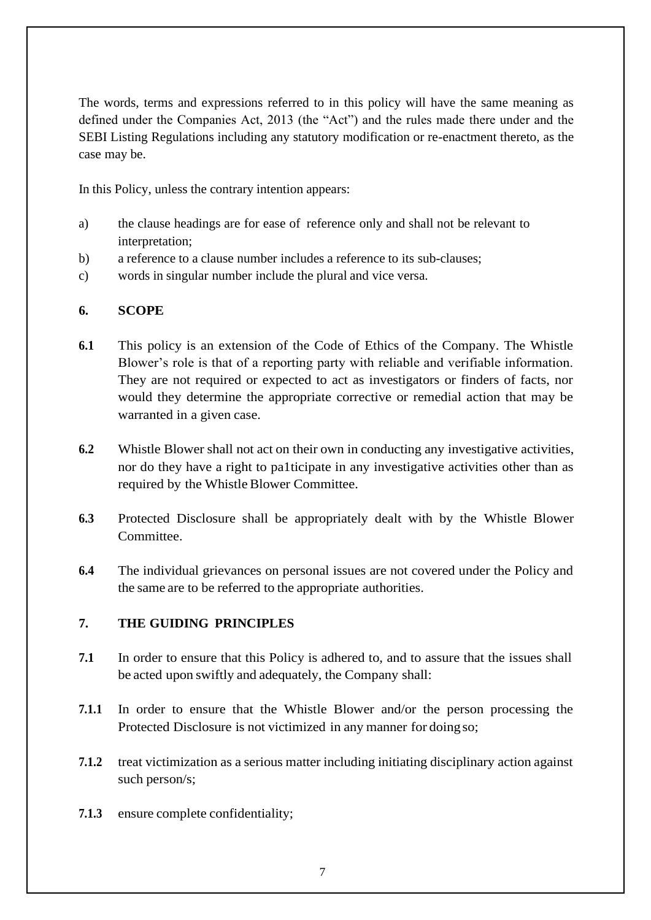The words, terms and expressions referred to in this policy will have the same meaning as defined under the Companies Act, 2013 (the "Act") and the rules made there under and the SEBI Listing Regulations including any statutory modification or re-enactment thereto, as the case may be.

In this Policy, unless the contrary intention appears:

a) the clause headings are for ease of reference only and shall not be relevant to interpretation;
b) a reference to a clause number includes a reference to its sub-clauses;
c) words in singular number include the plural and vice versa.

## 6. SCOPE

**6.1** This policy is an extension of the Code of Ethics of the Company. The Whistle Blower's role is that of a reporting party with reliable and verifiable information. They are not required or expected to act as investigators or finders of facts, nor would they determine the appropriate corrective or remedial action that may be warranted in a given case.

**6.2** Whistle Blower shall not act on their own in conducting any investigative activities, nor do they have a right to pa1ticipate in any investigative activities other than as required by the Whistle Blower Committee.

**6.3** Protected Disclosure shall be appropriately dealt with by the Whistle Blower Committee.

**6.4** The individual grievances on personal issues are not covered under the Policy and the same are to be referred to the appropriate authorities.

## 7. THE GUIDING PRINCIPLES

**7.1** In order to ensure that this Policy is adhered to, and to assure that the issues shall be acted upon swiftly and adequately, the Company shall:

**7.1.1** In order to ensure that the Whistle Blower and/or the person processing the Protected Disclosure is not victimized in any manner for doing so;

**7.1.2** treat victimization as a serious matter including initiating disciplinary action against such person/s;

**7.1.3** ensure complete confidentiality;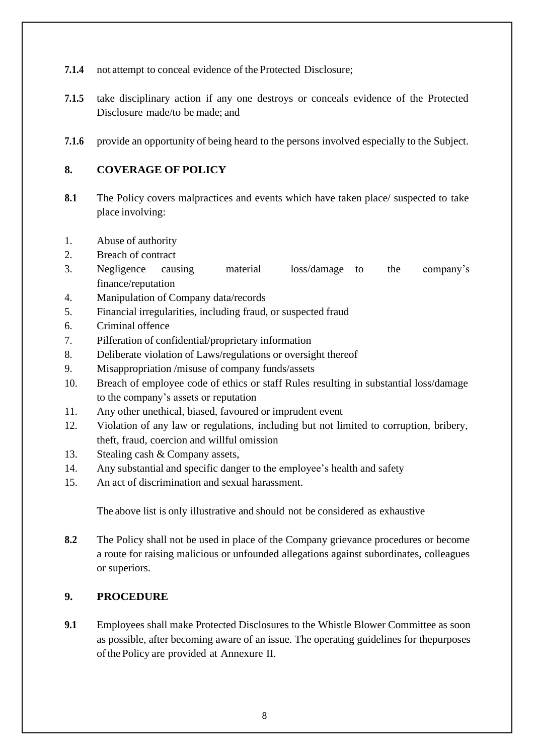**7.1.4** not attempt to conceal evidence of the Protected Disclosure;

**7.1.5** take disciplinary action if any one destroys or conceals evidence of the Protected Disclosure made/to be made; and

**7.1.6** provide an opportunity of being heard to the persons involved especially to the Subject.

## 8. COVERAGE OF POLICY

**8.1** The Policy covers malpractices and events which have taken place/ suspected to take place involving:

1. Abuse of authority
2. Breach of contract
3. Negligence causing material loss/damage to the company's finance/reputation
4. Manipulation of Company data/records
5. Financial irregularities, including fraud, or suspected fraud
6. Criminal offence
7. Pilferation of confidential/proprietary information
8. Deliberate violation of Laws/regulations or oversight thereof
9. Misappropriation /misuse of company funds/assets
10. Breach of employee code of ethics or staff Rules resulting in substantial loss/damage to the company's assets or reputation
11. Any other unethical, biased, favoured or imprudent event
12. Violation of any law or regulations, including but not limited to corruption, bribery, theft, fraud, coercion and willful omission
13. Stealing cash & Company assets,
14. Any substantial and specific danger to the employee's health and safety
15. An act of discrimination and sexual harassment.

The above list is only illustrative and should not be considered as exhaustive

**8.2** The Policy shall not be used in place of the Company grievance procedures or become a route for raising malicious or unfounded allegations against subordinates, colleagues or superiors.

## 9. PROCEDURE

**9.1** Employees shall make Protected Disclosures to the Whistle Blower Committee as soon as possible, after becoming aware of an issue. The operating guidelines for thepurposes of the Policy are provided at Annexure II.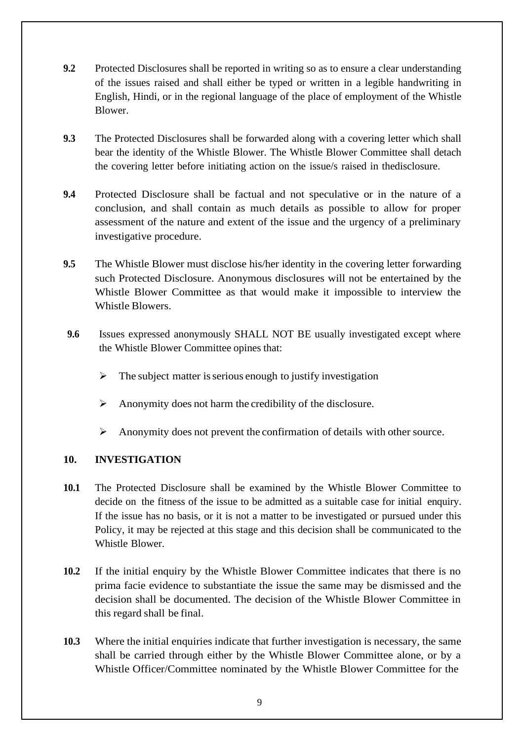**9.2** Protected Disclosures shall be reported in writing so as to ensure a clear understanding of the issues raised and shall either be typed or written in a legible handwriting in English, Hindi, or in the regional language of the place of employment of the Whistle Blower.

**9.3** The Protected Disclosures shall be forwarded along with a covering letter which shall bear the identity of the Whistle Blower. The Whistle Blower Committee shall detach the covering letter before initiating action on the issue/s raised in thedisclosure.

**9.4** Protected Disclosure shall be factual and not speculative or in the nature of a conclusion, and shall contain as much details as possible to allow for proper assessment of the nature and extent of the issue and the urgency of a preliminary investigative procedure.

**9.5** The Whistle Blower must disclose his/her identity in the covering letter forwarding such Protected Disclosure. Anonymous disclosures will not be entertained by the Whistle Blower Committee as that would make it impossible to interview the Whistle Blowers.

**9.6** Issues expressed anonymously SHALL NOT BE usually investigated except where the Whistle Blower Committee opines that:

- The subject matter is serious enough to justify investigation
- Anonymity does not harm the credibility of the disclosure.
- Anonymity does not prevent the confirmation of details with other source.

## 10. INVESTIGATION

**10.1** The Protected Disclosure shall be examined by the Whistle Blower Committee to decide on the fitness of the issue to be admitted as a suitable case for initial enquiry. If the issue has no basis, or it is not a matter to be investigated or pursued under this Policy, it may be rejected at this stage and this decision shall be communicated to the Whistle Blower.

**10.2** If the initial enquiry by the Whistle Blower Committee indicates that there is no prima facie evidence to substantiate the issue the same may be dismissed and the decision shall be documented. The decision of the Whistle Blower Committee in this regard shall be final.

**10.3** Where the initial enquiries indicate that further investigation is necessary, the same shall be carried through either by the Whistle Blower Committee alone, or by a Whistle Officer/Committee nominated by the Whistle Blower Committee for the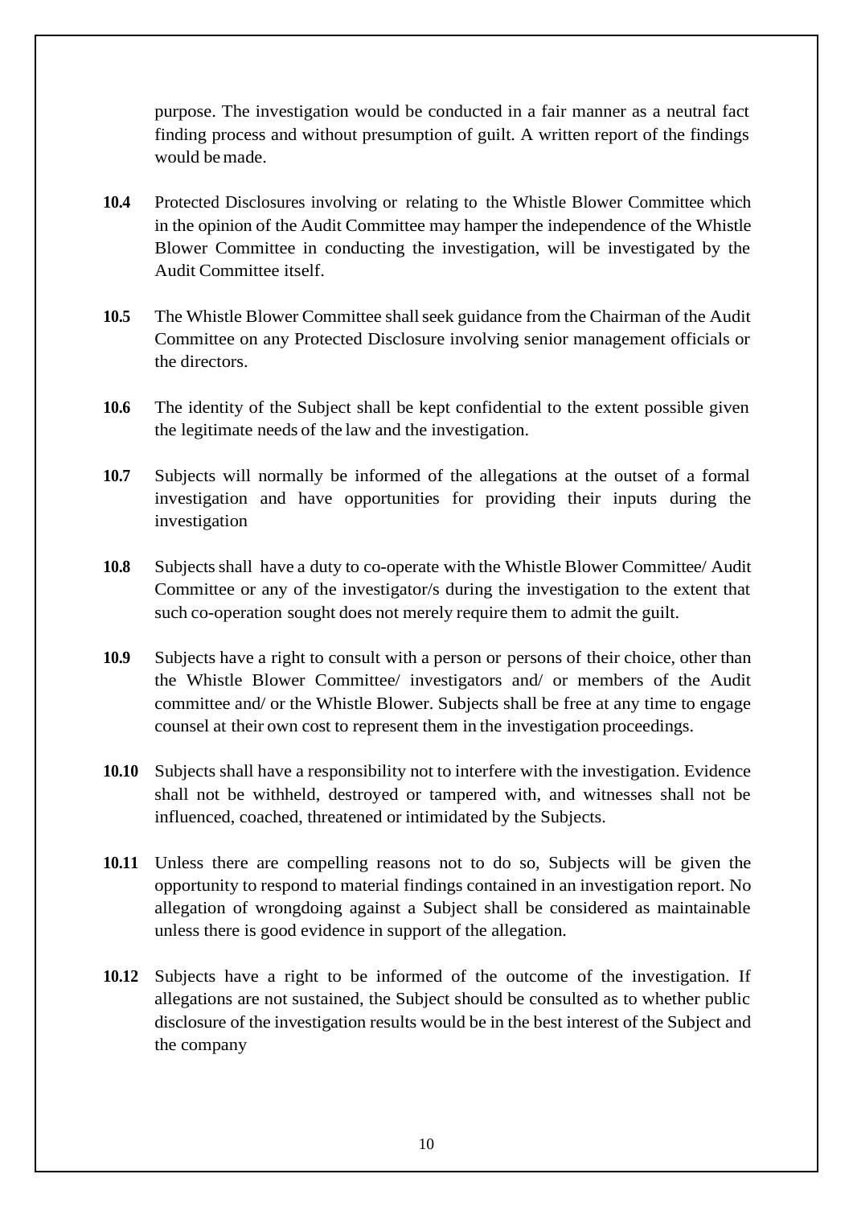purpose. The investigation would be conducted in a fair manner as a neutral fact finding process and without presumption of guilt. A written report of the findings would be made.

**10.4** Protected Disclosures involving or relating to the Whistle Blower Committee which in the opinion of the Audit Committee may hamper the independence of the Whistle Blower Committee in conducting the investigation, will be investigated by the Audit Committee itself.

**10.5** The Whistle Blower Committee shall seek guidance from the Chairman of the Audit Committee on any Protected Disclosure involving senior management officials or the directors.

**10.6** The identity of the Subject shall be kept confidential to the extent possible given the legitimate needs of the law and the investigation.

**10.7** Subjects will normally be informed of the allegations at the outset of a formal investigation and have opportunities for providing their inputs during the investigation

**10.8** Subjects shall have a duty to co-operate with the Whistle Blower Committee/ Audit Committee or any of the investigator/s during the investigation to the extent that such co-operation sought does not merely require them to admit the guilt.

**10.9** Subjects have a right to consult with a person or persons of their choice, other than the Whistle Blower Committee/ investigators and/ or members of the Audit committee and/ or the Whistle Blower. Subjects shall be free at any time to engage counsel at their own cost to represent them in the investigation proceedings.

**10.10** Subjects shall have a responsibility not to interfere with the investigation. Evidence shall not be withheld, destroyed or tampered with, and witnesses shall not be influenced, coached, threatened or intimidated by the Subjects.

**10.11** Unless there are compelling reasons not to do so, Subjects will be given the opportunity to respond to material findings contained in an investigation report. No allegation of wrongdoing against a Subject shall be considered as maintainable unless there is good evidence in support of the allegation.

**10.12** Subjects have a right to be informed of the outcome of the investigation. If allegations are not sustained, the Subject should be consulted as to whether public disclosure of the investigation results would be in the best interest of the Subject and the company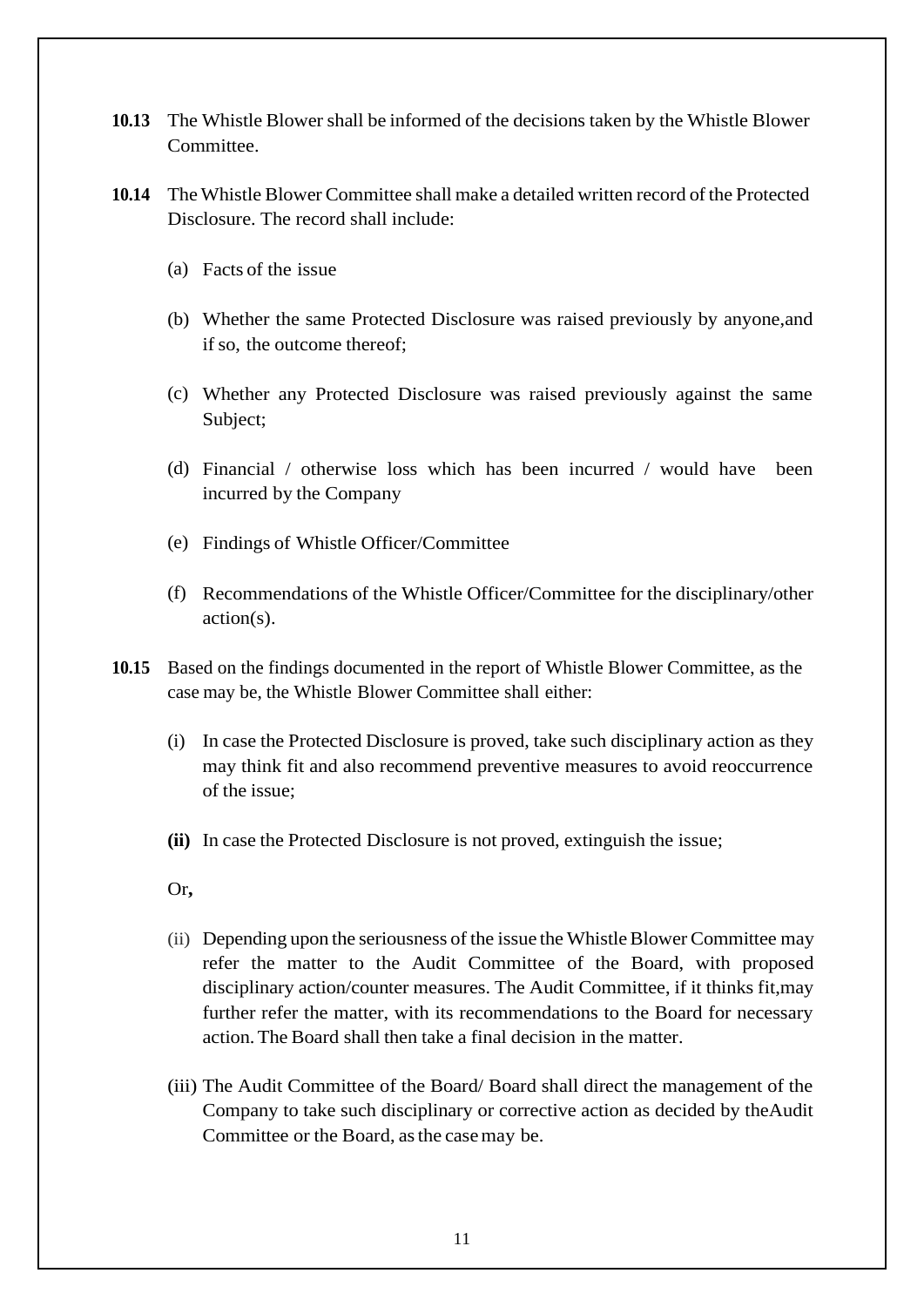**10.13** The Whistle Blower shall be informed of the decisions taken by the Whistle Blower Committee.

**10.14** The Whistle Blower Committee shall make a detailed written record of the Protected Disclosure. The record shall include:

(a) Facts of the issue

(b) Whether the same Protected Disclosure was raised previously by anyone,and if so, the outcome thereof;

(c) Whether any Protected Disclosure was raised previously against the same Subject;

(d) Financial / otherwise loss which has been incurred / would have been incurred by the Company

(e) Findings of Whistle Officer/Committee

(f) Recommendations of the Whistle Officer/Committee for the disciplinary/other action(s).

**10.15** Based on the findings documented in the report of Whistle Blower Committee, as the case may be, the Whistle Blower Committee shall either:

(i) In case the Protected Disclosure is proved, take such disciplinary action as they may think fit and also recommend preventive measures to avoid reoccurrence of the issue;

**(ii)** In case the Protected Disclosure is not proved, extinguish the issue;

Or**,**

(ii) Depending upon the seriousness of the issue the Whistle Blower Committee may refer the matter to the Audit Committee of the Board, with proposed disciplinary action/counter measures. The Audit Committee, if it thinks fit,may further refer the matter, with its recommendations to the Board for necessary action. The Board shall then take a final decision in the matter.

(iii) The Audit Committee of the Board/ Board shall direct the management of the Company to take such disciplinary or corrective action as decided by theAudit Committee or the Board, as the case may be.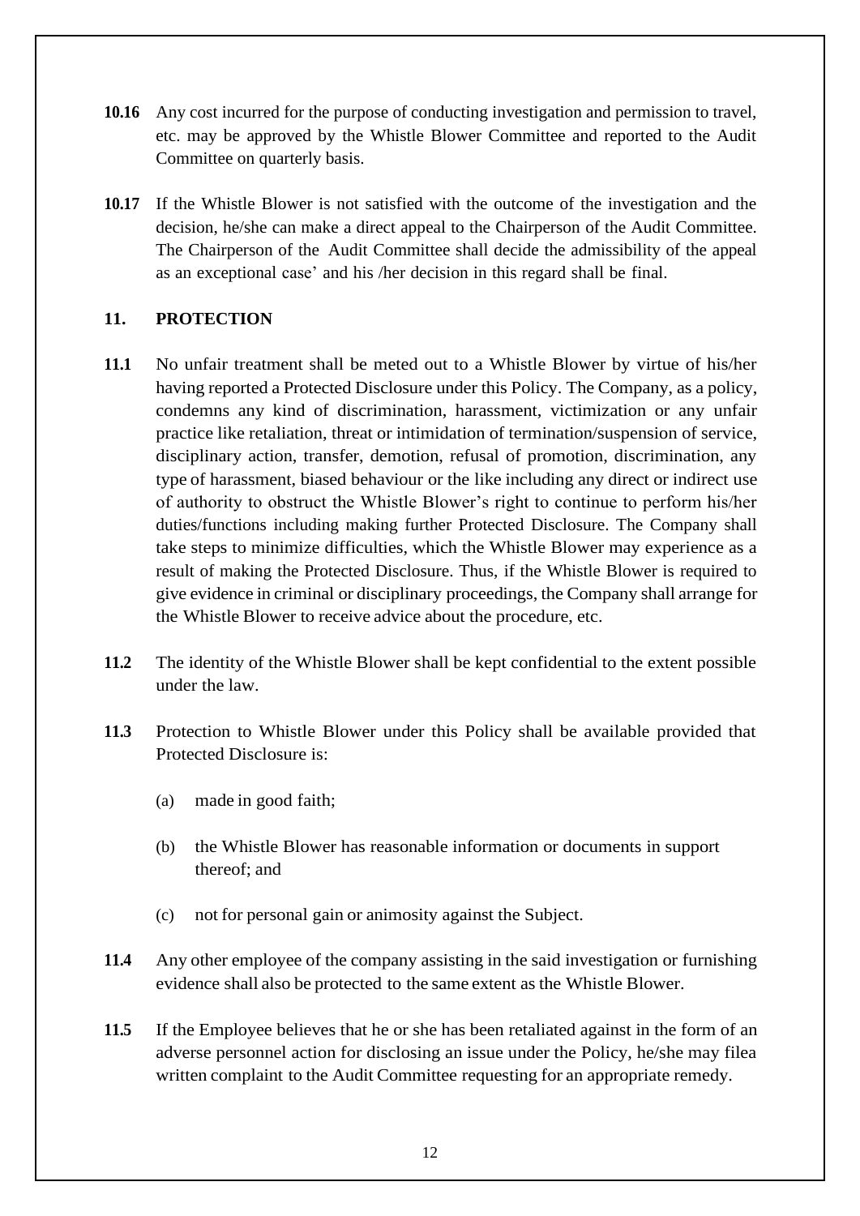**10.16** Any cost incurred for the purpose of conducting investigation and permission to travel, etc. may be approved by the Whistle Blower Committee and reported to the Audit Committee on quarterly basis.

**10.17** If the Whistle Blower is not satisfied with the outcome of the investigation and the decision, he/she can make a direct appeal to the Chairperson of the Audit Committee. The Chairperson of the Audit Committee shall decide the admissibility of the appeal as an exceptional case' and his /her decision in this regard shall be final.

## 11. PROTECTION

**11.1** No unfair treatment shall be meted out to a Whistle Blower by virtue of his/her having reported a Protected Disclosure under this Policy. The Company, as a policy, condemns any kind of discrimination, harassment, victimization or any unfair practice like retaliation, threat or intimidation of termination/suspension of service, disciplinary action, transfer, demotion, refusal of promotion, discrimination, any type of harassment, biased behaviour or the like including any direct or indirect use of authority to obstruct the Whistle Blower's right to continue to perform his/her duties/functions including making further Protected Disclosure. The Company shall take steps to minimize difficulties, which the Whistle Blower may experience as a result of making the Protected Disclosure. Thus, if the Whistle Blower is required to give evidence in criminal or disciplinary proceedings, the Company shall arrange for the Whistle Blower to receive advice about the procedure, etc.

**11.2** The identity of the Whistle Blower shall be kept confidential to the extent possible under the law.

**11.3** Protection to Whistle Blower under this Policy shall be available provided that Protected Disclosure is:

(a) made in good faith;

(b) the Whistle Blower has reasonable information or documents in support thereof; and

(c) not for personal gain or animosity against the Subject.

**11.4** Any other employee of the company assisting in the said investigation or furnishing evidence shall also be protected to the same extent as the Whistle Blower.

**11.5** If the Employee believes that he or she has been retaliated against in the form of an adverse personnel action for disclosing an issue under the Policy, he/she may filea written complaint to the Audit Committee requesting for an appropriate remedy.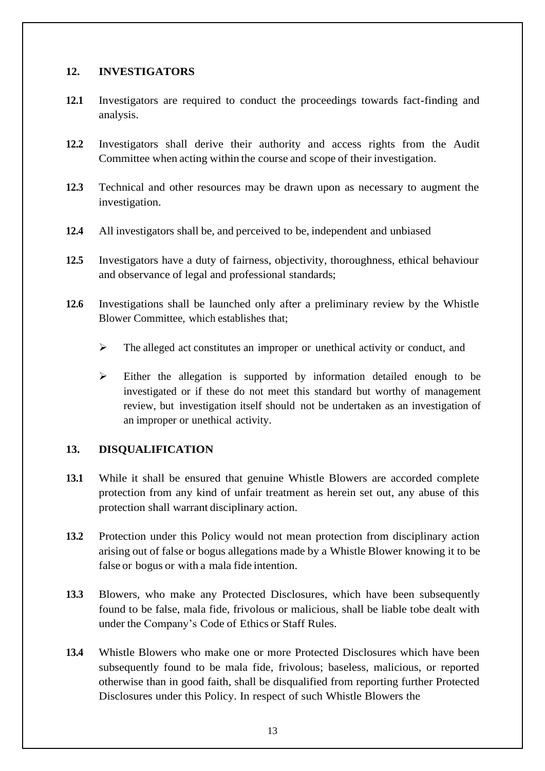## 12. INVESTIGATORS

**12.1** Investigators are required to conduct the proceedings towards fact-finding and analysis.

**12.2** Investigators shall derive their authority and access rights from the Audit Committee when acting within the course and scope of their investigation.

**12.3** Technical and other resources may be drawn upon as necessary to augment the investigation.

**12.4** All investigators shall be, and perceived to be, independent and unbiased

**12.5** Investigators have a duty of fairness, objectivity, thoroughness, ethical behaviour and observance of legal and professional standards;

**12.6** Investigations shall be launched only after a preliminary review by the Whistle Blower Committee, which establishes that;

- The alleged act constitutes an improper or unethical activity or conduct, and
- Either the allegation is supported by information detailed enough to be investigated or if these do not meet this standard but worthy of management review, but investigation itself should not be undertaken as an investigation of an improper or unethical activity.

## 13. DISQUALIFICATION

**13.1** While it shall be ensured that genuine Whistle Blowers are accorded complete protection from any kind of unfair treatment as herein set out, any abuse of this protection shall warrant disciplinary action.

**13.2** Protection under this Policy would not mean protection from disciplinary action arising out of false or bogus allegations made by a Whistle Blower knowing it to be false or bogus or with a mala fide intention.

**13.3** Blowers, who make any Protected Disclosures, which have been subsequently found to be false, mala fide, frivolous or malicious, shall be liable tobe dealt with under the Company's Code of Ethics or Staff Rules.

**13.4** Whistle Blowers who make one or more Protected Disclosures which have been subsequently found to be mala fide, frivolous; baseless, malicious, or reported otherwise than in good faith, shall be disqualified from reporting further Protected Disclosures under this Policy. In respect of such Whistle Blowers the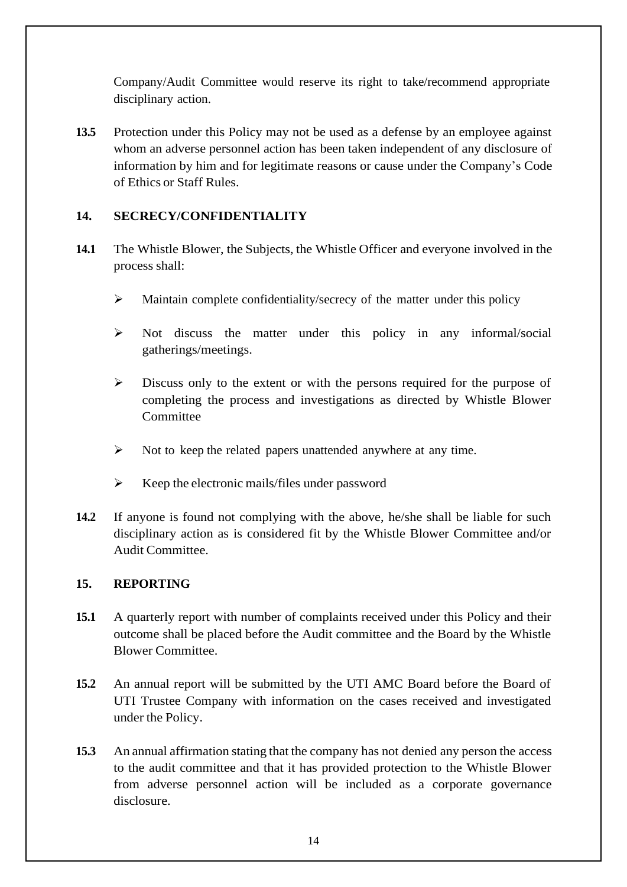Company/Audit Committee would reserve its right to take/recommend appropriate disciplinary action.

**13.5** Protection under this Policy may not be used as a defense by an employee against whom an adverse personnel action has been taken independent of any disclosure of information by him and for legitimate reasons or cause under the Company's Code of Ethics or Staff Rules.

## 14. SECRECY/CONFIDENTIALITY

**14.1** The Whistle Blower, the Subjects, the Whistle Officer and everyone involved in the process shall:

- Maintain complete confidentiality/secrecy of the matter under this policy
- Not discuss the matter under this policy in any informal/social gatherings/meetings.
- Discuss only to the extent or with the persons required for the purpose of completing the process and investigations as directed by Whistle Blower Committee
- Not to keep the related papers unattended anywhere at any time.
- Keep the electronic mails/files under password

**14.2** If anyone is found not complying with the above, he/she shall be liable for such disciplinary action as is considered fit by the Whistle Blower Committee and/or Audit Committee.

## 15. REPORTING

**15.1** A quarterly report with number of complaints received under this Policy and their outcome shall be placed before the Audit committee and the Board by the Whistle Blower Committee.

**15.2** An annual report will be submitted by the UTI AMC Board before the Board of UTI Trustee Company with information on the cases received and investigated under the Policy.

**15.3** An annual affirmation stating that the company has not denied any person the access to the audit committee and that it has provided protection to the Whistle Blower from adverse personnel action will be included as a corporate governance disclosure.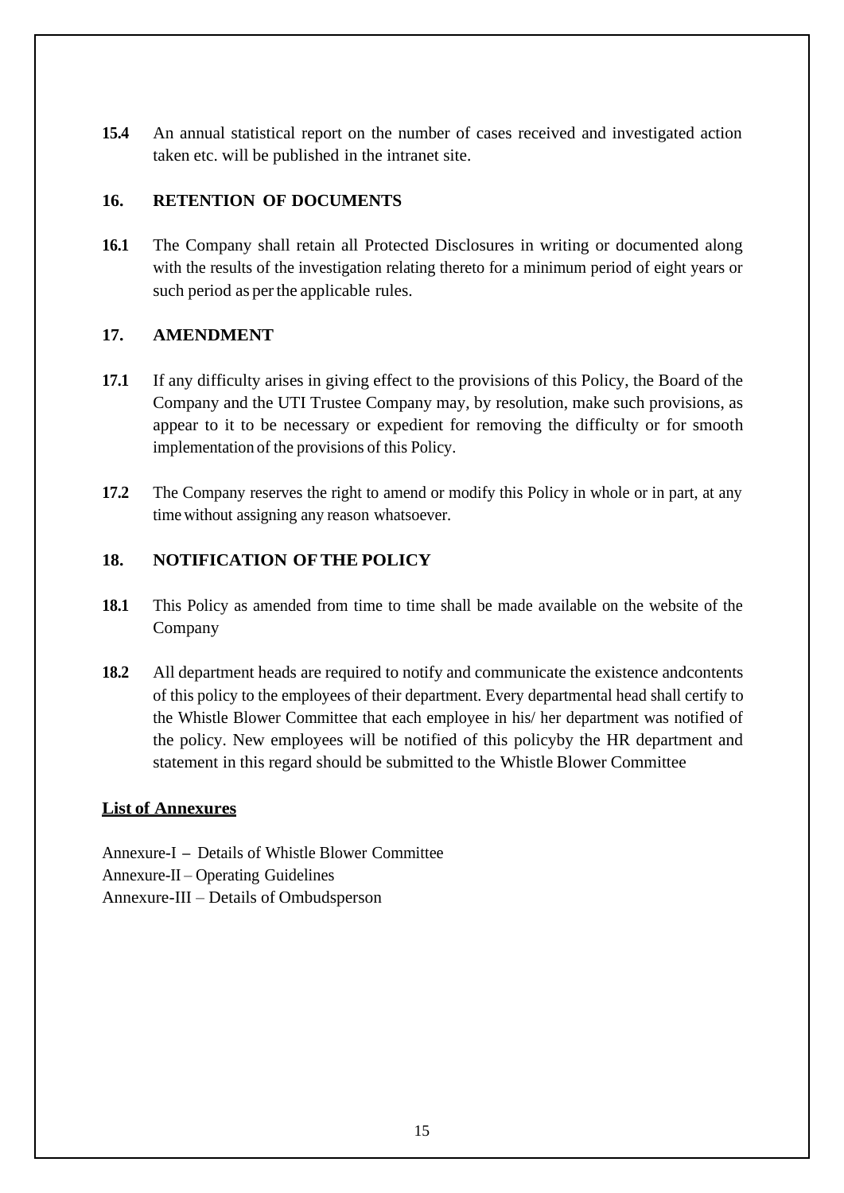**15.4** An annual statistical report on the number of cases received and investigated action taken etc. will be published in the intranet site.

## 16. RETENTION OF DOCUMENTS

**16.1** The Company shall retain all Protected Disclosures in writing or documented along with the results of the investigation relating thereto for a minimum period of eight years or such period as per the applicable rules.

## 17. AMENDMENT

**17.1** If any difficulty arises in giving effect to the provisions of this Policy, the Board of the Company and the UTI Trustee Company may, by resolution, make such provisions, as appear to it to be necessary or expedient for removing the difficulty or for smooth implementation of the provisions of this Policy.

**17.2** The Company reserves the right to amend or modify this Policy in whole or in part, at any time without assigning any reason whatsoever.

## 18. NOTIFICATION OF THE POLICY

**18.1** This Policy as amended from time to time shall be made available on the website of the Company

**18.2** All department heads are required to notify and communicate the existence andcontents of this policy to the employees of their department. Every departmental head shall certify to the Whistle Blower Committee that each employee in his/ her department was notified of the policy. New employees will be notified of this policyby the HR department and statement in this regard should be submitted to the Whistle Blower Committee

**List of Annexures**

Annexure-I – Details of Whistle Blower Committee
Annexure-II – Operating Guidelines
Annexure-III – Details of Ombudsperson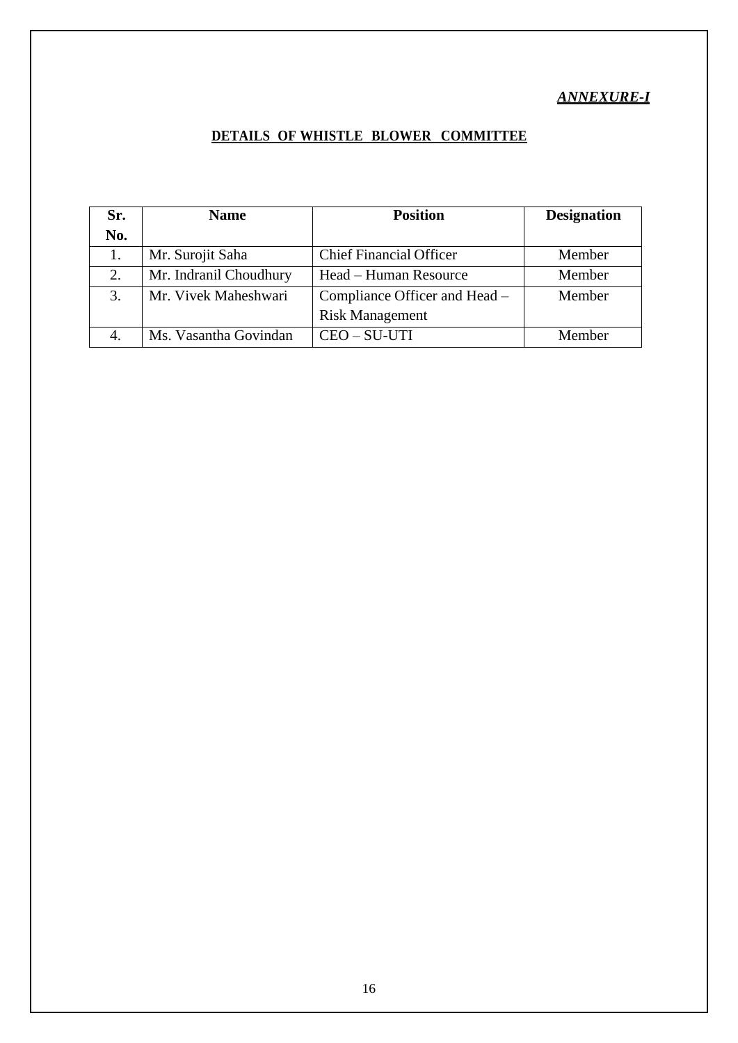***ANNEXURE-I***

## DETAILS OF WHISTLE BLOWER COMMITTEE

| Sr. No. | Name | Position | Designation |
|---|---|---|---|
| 1. | Mr. Surojit Saha | Chief Financial Officer | Member |
| 2. | Mr. Indranil Choudhury | Head – Human Resource | Member |
| 3. | Mr. Vivek Maheshwari | Compliance Officer and Head – Risk Management | Member |
| 4. | Ms. Vasantha Govindan | CEO – SU-UTI | Member |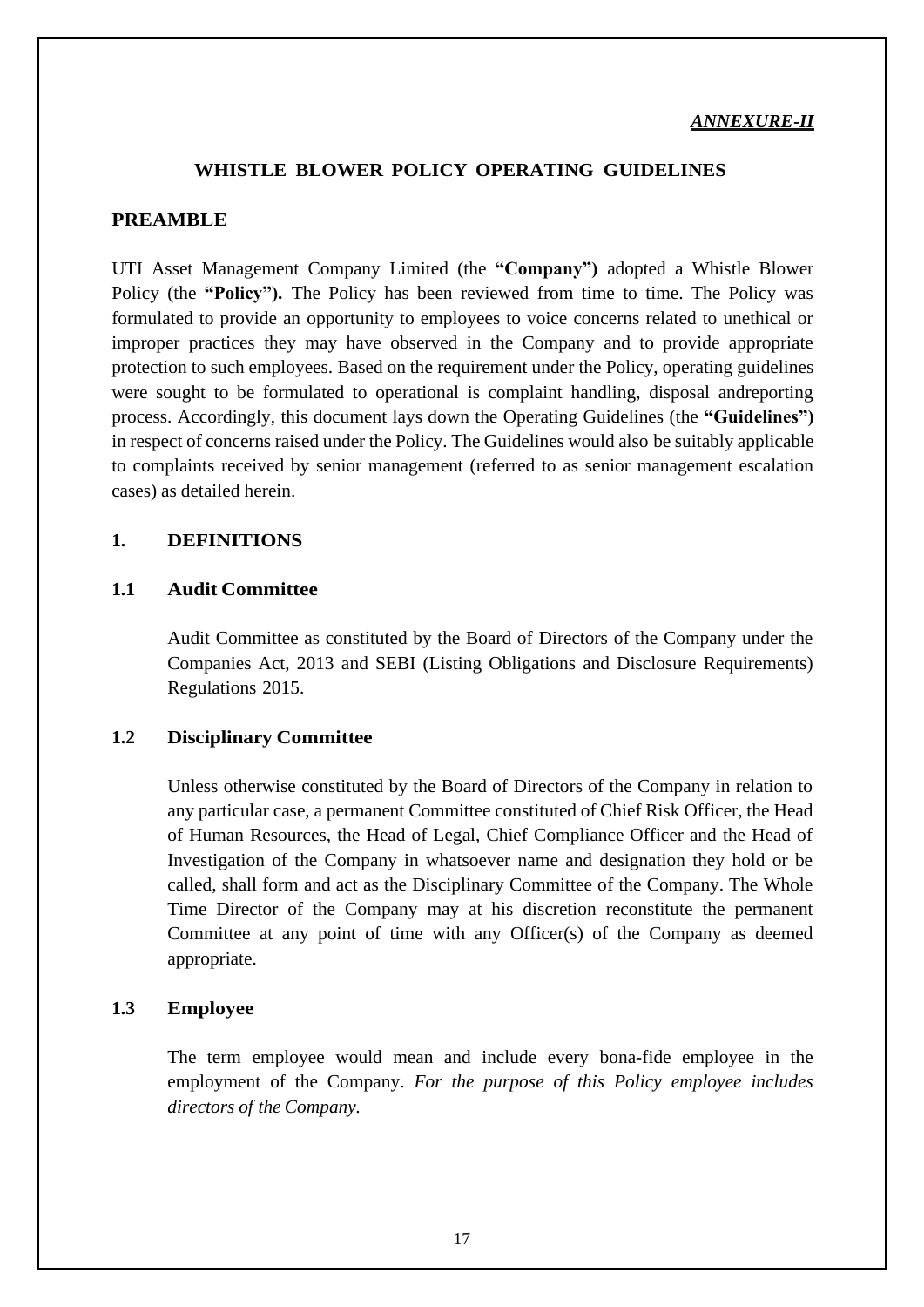*ANNEXURE-II*

# WHISTLE BLOWER POLICY OPERATING GUIDELINES

## PREAMBLE

UTI Asset Management Company Limited (the **"Company")** adopted a Whistle Blower Policy (the **"Policy").** The Policy has been reviewed from time to time. The Policy was formulated to provide an opportunity to employees to voice concerns related to unethical or improper practices they may have observed in the Company and to provide appropriate protection to such employees. Based on the requirement under the Policy, operating guidelines were sought to be formulated to operational is complaint handling, disposal andreporting process. Accordingly, this document lays down the Operating Guidelines (the **"Guidelines")** in respect of concerns raised under the Policy. The Guidelines would also be suitably applicable to complaints received by senior management (referred to as senior management escalation cases) as detailed herein.

## 1. DEFINITIONS

### 1.1 Audit Committee

Audit Committee as constituted by the Board of Directors of the Company under the Companies Act, 2013 and SEBI (Listing Obligations and Disclosure Requirements) Regulations 2015.

### 1.2 Disciplinary Committee

Unless otherwise constituted by the Board of Directors of the Company in relation to any particular case, a permanent Committee constituted of Chief Risk Officer, the Head of Human Resources, the Head of Legal, Chief Compliance Officer and the Head of Investigation of the Company in whatsoever name and designation they hold or be called, shall form and act as the Disciplinary Committee of the Company. The Whole Time Director of the Company may at his discretion reconstitute the permanent Committee at any point of time with any Officer(s) of the Company as deemed appropriate.

### 1.3 Employee

The term employee would mean and include every bona-fide employee in the employment of the Company. *For the purpose of this Policy employee includes directors of the Company.*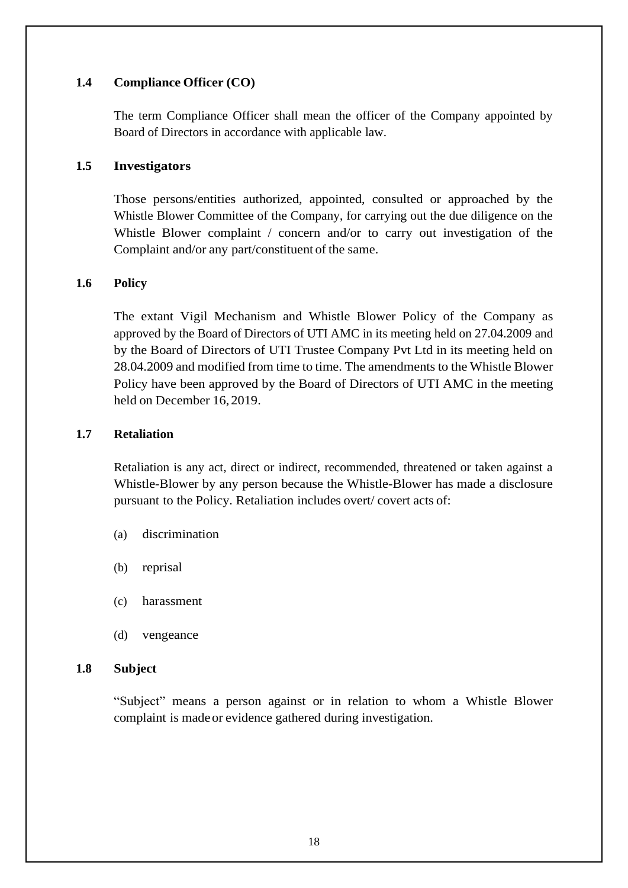### 1.4 Compliance Officer (CO)

The term Compliance Officer shall mean the officer of the Company appointed by Board of Directors in accordance with applicable law.

### 1.5 Investigators

Those persons/entities authorized, appointed, consulted or approached by the Whistle Blower Committee of the Company, for carrying out the due diligence on the Whistle Blower complaint / concern and/or to carry out investigation of the Complaint and/or any part/constituent of the same.

### 1.6 Policy

The extant Vigil Mechanism and Whistle Blower Policy of the Company as approved by the Board of Directors of UTI AMC in its meeting held on 27.04.2009 and by the Board of Directors of UTI Trustee Company Pvt Ltd in its meeting held on 28.04.2009 and modified from time to time. The amendments to the Whistle Blower Policy have been approved by the Board of Directors of UTI AMC in the meeting held on December 16, 2019.

### 1.7 Retaliation

Retaliation is any act, direct or indirect, recommended, threatened or taken against a Whistle-Blower by any person because the Whistle-Blower has made a disclosure pursuant to the Policy. Retaliation includes overt/ covert acts of:

(a) discrimination

(b) reprisal

(c) harassment

(d) vengeance

### 1.8 Subject

"Subject" means a person against or in relation to whom a Whistle Blower complaint is made or evidence gathered during investigation.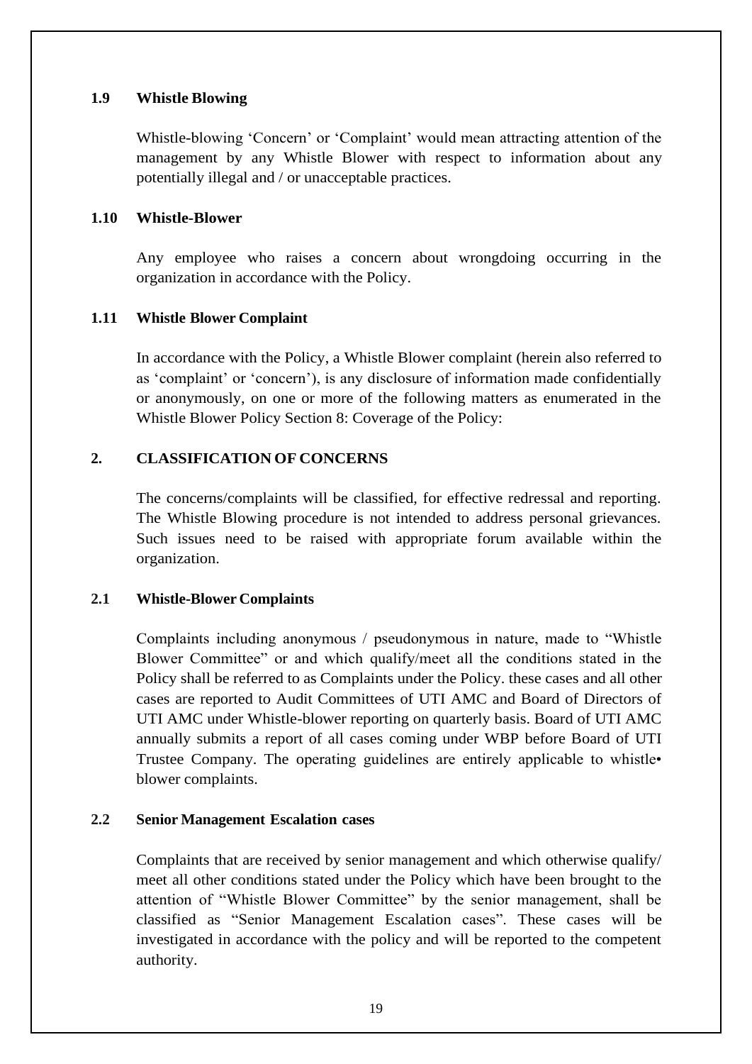### 1.9 Whistle Blowing

Whistle-blowing 'Concern' or 'Complaint' would mean attracting attention of the management by any Whistle Blower with respect to information about any potentially illegal and / or unacceptable practices.

### 1.10 Whistle-Blower

Any employee who raises a concern about wrongdoing occurring in the organization in accordance with the Policy.

### 1.11 Whistle Blower Complaint

In accordance with the Policy, a Whistle Blower complaint (herein also referred to as 'complaint' or 'concern'), is any disclosure of information made confidentially or anonymously, on one or more of the following matters as enumerated in the Whistle Blower Policy Section 8: Coverage of the Policy:

## 2. CLASSIFICATION OF CONCERNS

The concerns/complaints will be classified, for effective redressal and reporting. The Whistle Blowing procedure is not intended to address personal grievances. Such issues need to be raised with appropriate forum available within the organization.

### 2.1 Whistle-Blower Complaints

Complaints including anonymous / pseudonymous in nature, made to "Whistle Blower Committee" or and which qualify/meet all the conditions stated in the Policy shall be referred to as Complaints under the Policy. these cases and all other cases are reported to Audit Committees of UTI AMC and Board of Directors of UTI AMC under Whistle-blower reporting on quarterly basis. Board of UTI AMC annually submits a report of all cases coming under WBP before Board of UTI Trustee Company. The operating guidelines are entirely applicable to whistle• blower complaints.

### 2.2 Senior Management Escalation cases

Complaints that are received by senior management and which otherwise qualify/ meet all other conditions stated under the Policy which have been brought to the attention of "Whistle Blower Committee" by the senior management, shall be classified as "Senior Management Escalation cases". These cases will be investigated in accordance with the policy and will be reported to the competent authority.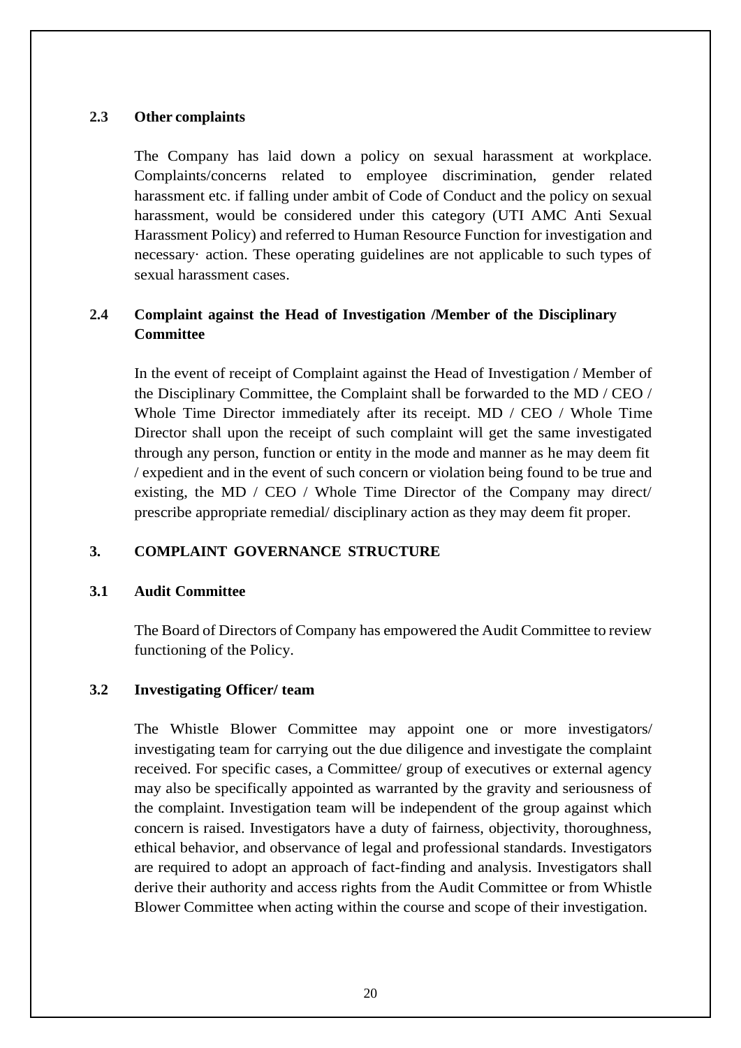### 2.3 Other complaints

The Company has laid down a policy on sexual harassment at workplace. Complaints/concerns related to employee discrimination, gender related harassment etc. if falling under ambit of Code of Conduct and the policy on sexual harassment, would be considered under this category (UTI AMC Anti Sexual Harassment Policy) and referred to Human Resource Function for investigation and necessary· action. These operating guidelines are not applicable to such types of sexual harassment cases.

### 2.4 Complaint against the Head of Investigation /Member of the Disciplinary Committee

In the event of receipt of Complaint against the Head of Investigation / Member of the Disciplinary Committee, the Complaint shall be forwarded to the MD / CEO / Whole Time Director immediately after its receipt. MD / CEO / Whole Time Director shall upon the receipt of such complaint will get the same investigated through any person, function or entity in the mode and manner as he may deem fit / expedient and in the event of such concern or violation being found to be true and existing, the MD / CEO / Whole Time Director of the Company may direct/ prescribe appropriate remedial/ disciplinary action as they may deem fit proper.

## 3. COMPLAINT GOVERNANCE STRUCTURE

### 3.1 Audit Committee

The Board of Directors of Company has empowered the Audit Committee to review functioning of the Policy.

### 3.2 Investigating Officer/ team

The Whistle Blower Committee may appoint one or more investigators/ investigating team for carrying out the due diligence and investigate the complaint received. For specific cases, a Committee/ group of executives or external agency may also be specifically appointed as warranted by the gravity and seriousness of the complaint. Investigation team will be independent of the group against which concern is raised. Investigators have a duty of fairness, objectivity, thoroughness, ethical behavior, and observance of legal and professional standards. Investigators are required to adopt an approach of fact-finding and analysis. Investigators shall derive their authority and access rights from the Audit Committee or from Whistle Blower Committee when acting within the course and scope of their investigation.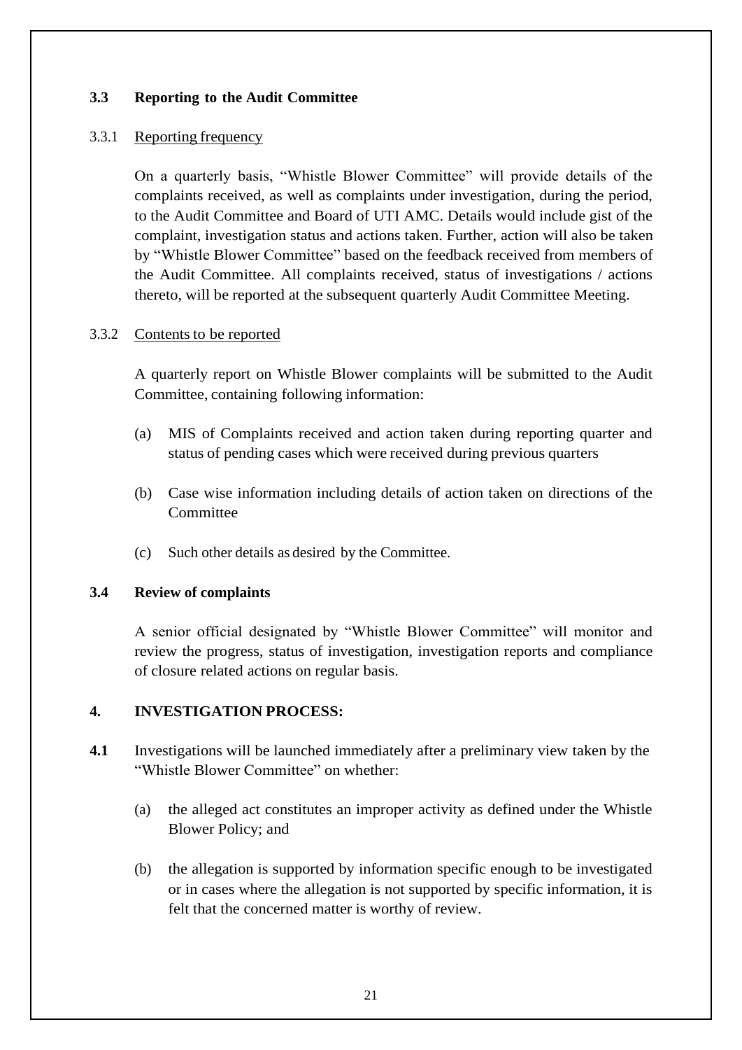### 3.3 Reporting to the Audit Committee

#### 3.3.1 Reporting frequency

On a quarterly basis, "Whistle Blower Committee" will provide details of the complaints received, as well as complaints under investigation, during the period, to the Audit Committee and Board of UTI AMC. Details would include gist of the complaint, investigation status and actions taken. Further, action will also be taken by "Whistle Blower Committee" based on the feedback received from members of the Audit Committee. All complaints received, status of investigations / actions thereto, will be reported at the subsequent quarterly Audit Committee Meeting.

#### 3.3.2 Contents to be reported

A quarterly report on Whistle Blower complaints will be submitted to the Audit Committee, containing following information:

(a) MIS of Complaints received and action taken during reporting quarter and status of pending cases which were received during previous quarters

(b) Case wise information including details of action taken on directions of the Committee

(c) Such other details as desired by the Committee.

### 3.4 Review of complaints

A senior official designated by "Whistle Blower Committee" will monitor and review the progress, status of investigation, investigation reports and compliance of closure related actions on regular basis.

## 4. INVESTIGATION PROCESS:

**4.1** Investigations will be launched immediately after a preliminary view taken by the "Whistle Blower Committee" on whether:

(a) the alleged act constitutes an improper activity as defined under the Whistle Blower Policy; and

(b) the allegation is supported by information specific enough to be investigated or in cases where the allegation is not supported by specific information, it is felt that the concerned matter is worthy of review.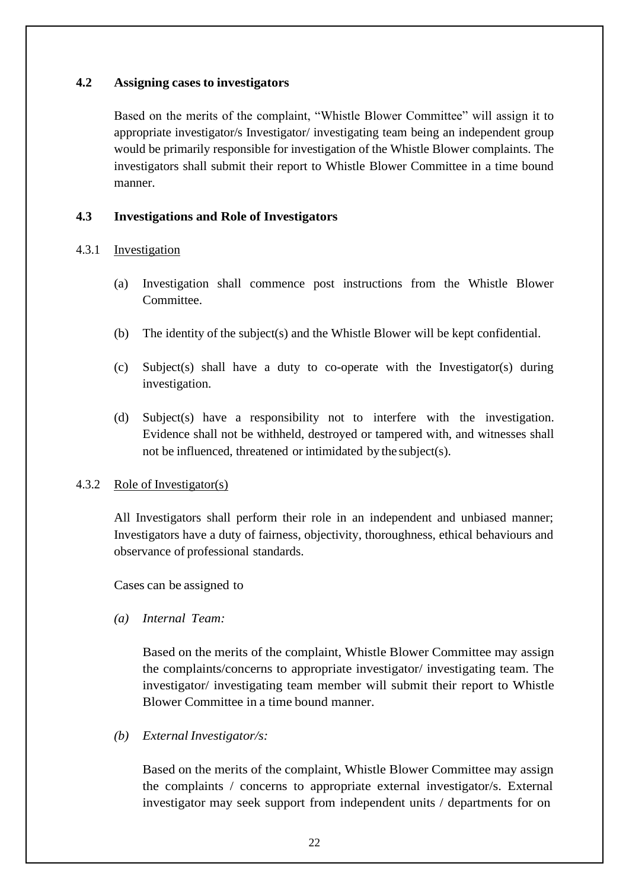### 4.2 Assigning cases to investigators

Based on the merits of the complaint, "Whistle Blower Committee" will assign it to appropriate investigator/s Investigator/ investigating team being an independent group would be primarily responsible for investigation of the Whistle Blower complaints. The investigators shall submit their report to Whistle Blower Committee in a time bound manner.

### 4.3 Investigations and Role of Investigators

#### 4.3.1 Investigation

(a) Investigation shall commence post instructions from the Whistle Blower Committee.

(b) The identity of the subject(s) and the Whistle Blower will be kept confidential.

(c) Subject(s) shall have a duty to co-operate with the Investigator(s) during investigation.

(d) Subject(s) have a responsibility not to interfere with the investigation. Evidence shall not be withheld, destroyed or tampered with, and witnesses shall not be influenced, threatened or intimidated by the subject(s).

#### 4.3.2 Role of Investigator(s)

All Investigators shall perform their role in an independent and unbiased manner; Investigators have a duty of fairness, objectivity, thoroughness, ethical behaviours and observance of professional standards.

Cases can be assigned to

*(a) Internal Team:*

Based on the merits of the complaint, Whistle Blower Committee may assign the complaints/concerns to appropriate investigator/ investigating team. The investigator/ investigating team member will submit their report to Whistle Blower Committee in a time bound manner.

*(b) External Investigator/s:*

Based on the merits of the complaint, Whistle Blower Committee may assign the complaints / concerns to appropriate external investigator/s. External investigator may seek support from independent units / departments for on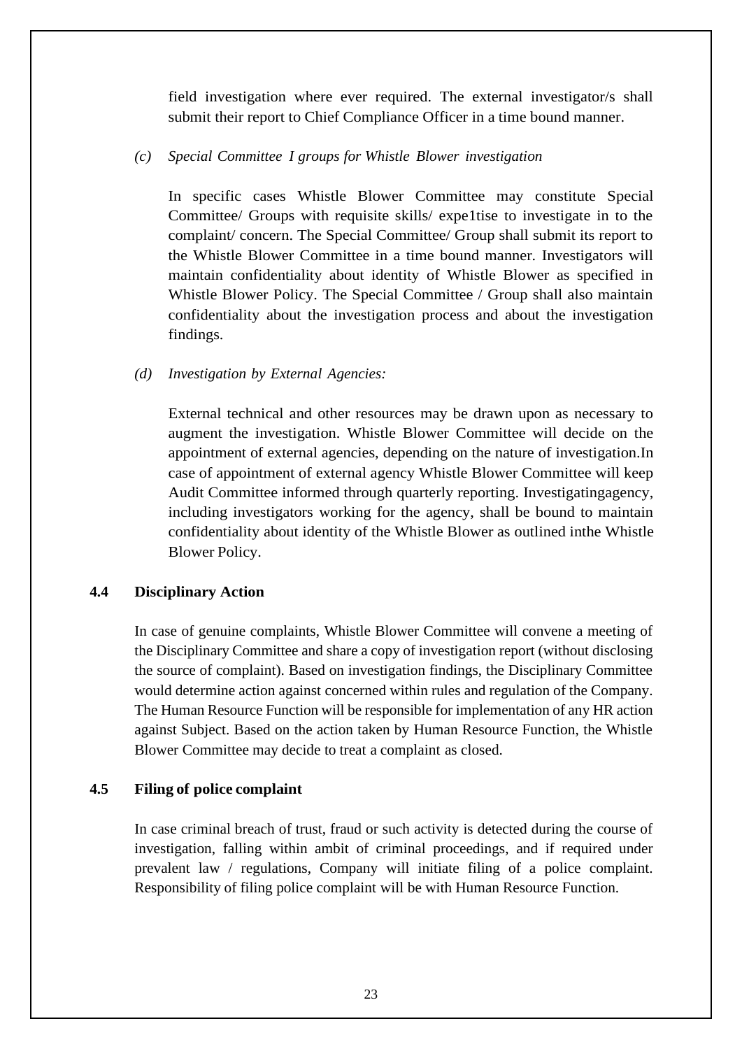field investigation where ever required. The external investigator/s shall submit their report to Chief Compliance Officer in a time bound manner.

*(c) Special Committee I groups for Whistle Blower investigation*

In specific cases Whistle Blower Committee may constitute Special Committee/ Groups with requisite skills/ expe1tise to investigate in to the complaint/ concern. The Special Committee/ Group shall submit its report to the Whistle Blower Committee in a time bound manner. Investigators will maintain confidentiality about identity of Whistle Blower as specified in Whistle Blower Policy. The Special Committee / Group shall also maintain confidentiality about the investigation process and about the investigation findings.

*(d) Investigation by External Agencies:*

External technical and other resources may be drawn upon as necessary to augment the investigation. Whistle Blower Committee will decide on the appointment of external agencies, depending on the nature of investigation.In case of appointment of external agency Whistle Blower Committee will keep Audit Committee informed through quarterly reporting. Investigatingagency, including investigators working for the agency, shall be bound to maintain confidentiality about identity of the Whistle Blower as outlined inthe Whistle Blower Policy.

### 4.4 Disciplinary Action

In case of genuine complaints, Whistle Blower Committee will convene a meeting of the Disciplinary Committee and share a copy of investigation report (without disclosing the source of complaint). Based on investigation findings, the Disciplinary Committee would determine action against concerned within rules and regulation of the Company. The Human Resource Function will be responsible for implementation of any HR action against Subject. Based on the action taken by Human Resource Function, the Whistle Blower Committee may decide to treat a complaint as closed.

### 4.5 Filing of police complaint

In case criminal breach of trust, fraud or such activity is detected during the course of investigation, falling within ambit of criminal proceedings, and if required under prevalent law / regulations, Company will initiate filing of a police complaint. Responsibility of filing police complaint will be with Human Resource Function.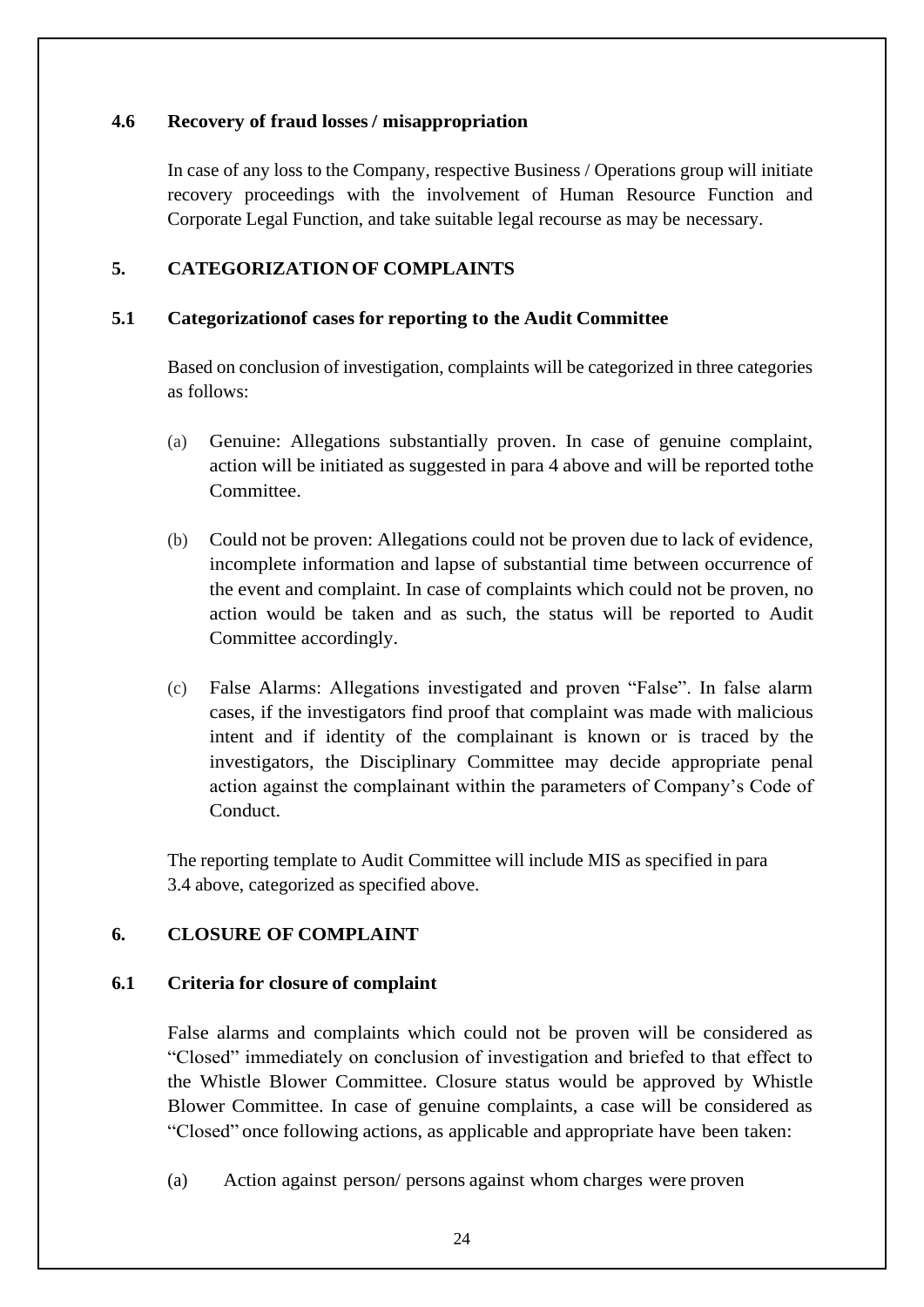### 4.6 Recovery of fraud losses / misappropriation

In case of any loss to the Company, respective Business / Operations group will initiate recovery proceedings with the involvement of Human Resource Function and Corporate Legal Function, and take suitable legal recourse as may be necessary.

## 5. CATEGORIZATION OF COMPLAINTS

### 5.1 Categorizationof cases for reporting to the Audit Committee

Based on conclusion of investigation, complaints will be categorized in three categories as follows:

(a) Genuine: Allegations substantially proven. In case of genuine complaint, action will be initiated as suggested in para 4 above and will be reported tothe Committee.

(b) Could not be proven: Allegations could not be proven due to lack of evidence, incomplete information and lapse of substantial time between occurrence of the event and complaint. In case of complaints which could not be proven, no action would be taken and as such, the status will be reported to Audit Committee accordingly.

(c) False Alarms: Allegations investigated and proven "False". In false alarm cases, if the investigators find proof that complaint was made with malicious intent and if identity of the complainant is known or is traced by the investigators, the Disciplinary Committee may decide appropriate penal action against the complainant within the parameters of Company's Code of Conduct.

The reporting template to Audit Committee will include MIS as specified in para 3.4 above, categorized as specified above.

## 6. CLOSURE OF COMPLAINT

### 6.1 Criteria for closure of complaint

False alarms and complaints which could not be proven will be considered as "Closed" immediately on conclusion of investigation and briefed to that effect to the Whistle Blower Committee. Closure status would be approved by Whistle Blower Committee. In case of genuine complaints, a case will be considered as "Closed" once following actions, as applicable and appropriate have been taken:

(a) Action against person/ persons against whom charges were proven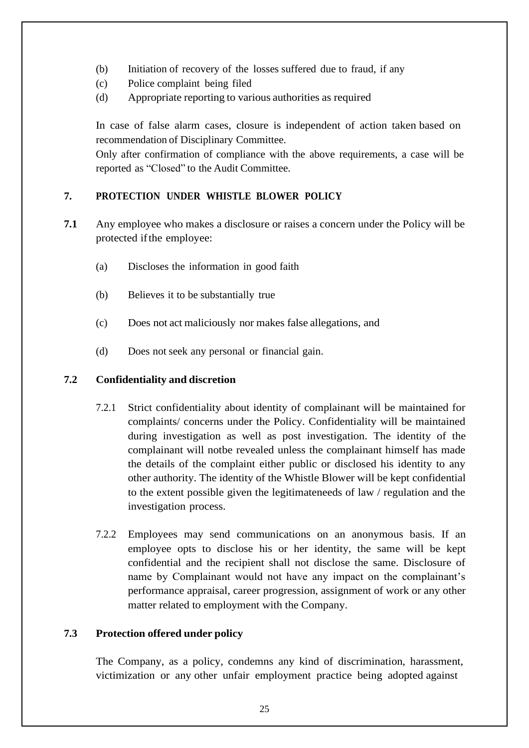(b) Initiation of recovery of the losses suffered due to fraud, if any

(c) Police complaint being filed

(d) Appropriate reporting to various authorities as required

In case of false alarm cases, closure is independent of action taken based on recommendation of Disciplinary Committee.

Only after confirmation of compliance with the above requirements, a case will be reported as "Closed" to the Audit Committee.

## 7. PROTECTION UNDER WHISTLE BLOWER POLICY

**7.1** Any employee who makes a disclosure or raises a concern under the Policy will be protected if the employee:

(a) Discloses the information in good faith

(b) Believes it to be substantially true

(c) Does not act maliciously nor makes false allegations, and

(d) Does not seek any personal or financial gain.

### 7.2 Confidentiality and discretion

7.2.1 Strict confidentiality about identity of complainant will be maintained for complaints/ concerns under the Policy. Confidentiality will be maintained during investigation as well as post investigation. The identity of the complainant will notbe revealed unless the complainant himself has made the details of the complaint either public or disclosed his identity to any other authority. The identity of the Whistle Blower will be kept confidential to the extent possible given the legitimateneeds of law / regulation and the investigation process.

7.2.2 Employees may send communications on an anonymous basis. If an employee opts to disclose his or her identity, the same will be kept confidential and the recipient shall not disclose the same. Disclosure of name by Complainant would not have any impact on the complainant's performance appraisal, career progression, assignment of work or any other matter related to employment with the Company.

### 7.3 Protection offered under policy

The Company, as a policy, condemns any kind of discrimination, harassment, victimization or any other unfair employment practice being adopted against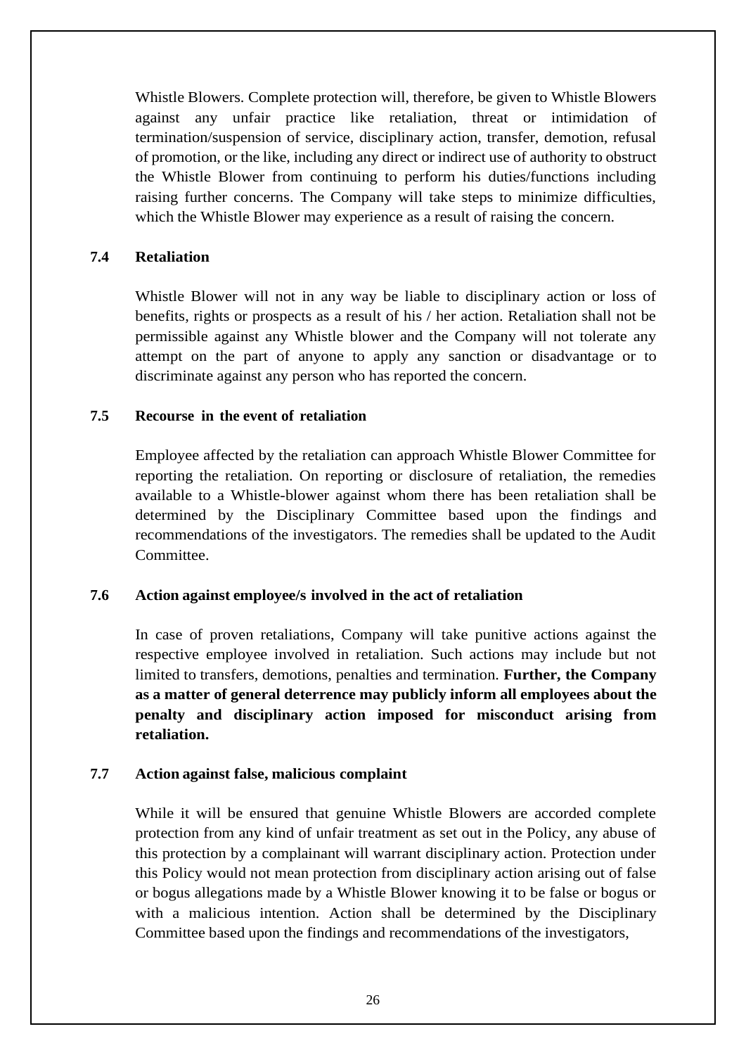Whistle Blowers. Complete protection will, therefore, be given to Whistle Blowers against any unfair practice like retaliation, threat or intimidation of termination/suspension of service, disciplinary action, transfer, demotion, refusal of promotion, or the like, including any direct or indirect use of authority to obstruct the Whistle Blower from continuing to perform his duties/functions including raising further concerns. The Company will take steps to minimize difficulties, which the Whistle Blower may experience as a result of raising the concern.

### 7.4 Retaliation

Whistle Blower will not in any way be liable to disciplinary action or loss of benefits, rights or prospects as a result of his / her action. Retaliation shall not be permissible against any Whistle blower and the Company will not tolerate any attempt on the part of anyone to apply any sanction or disadvantage or to discriminate against any person who has reported the concern.

### 7.5 Recourse in the event of retaliation

Employee affected by the retaliation can approach Whistle Blower Committee for reporting the retaliation. On reporting or disclosure of retaliation, the remedies available to a Whistle-blower against whom there has been retaliation shall be determined by the Disciplinary Committee based upon the findings and recommendations of the investigators. The remedies shall be updated to the Audit Committee.

### 7.6 Action against employee/s involved in the act of retaliation

In case of proven retaliations, Company will take punitive actions against the respective employee involved in retaliation. Such actions may include but not limited to transfers, demotions, penalties and termination. **Further, the Company as a matter of general deterrence may publicly inform all employees about the penalty and disciplinary action imposed for misconduct arising from retaliation.**

### 7.7 Action against false, malicious complaint

While it will be ensured that genuine Whistle Blowers are accorded complete protection from any kind of unfair treatment as set out in the Policy, any abuse of this protection by a complainant will warrant disciplinary action. Protection under this Policy would not mean protection from disciplinary action arising out of false or bogus allegations made by a Whistle Blower knowing it to be false or bogus or with a malicious intention. Action shall be determined by the Disciplinary Committee based upon the findings and recommendations of the investigators,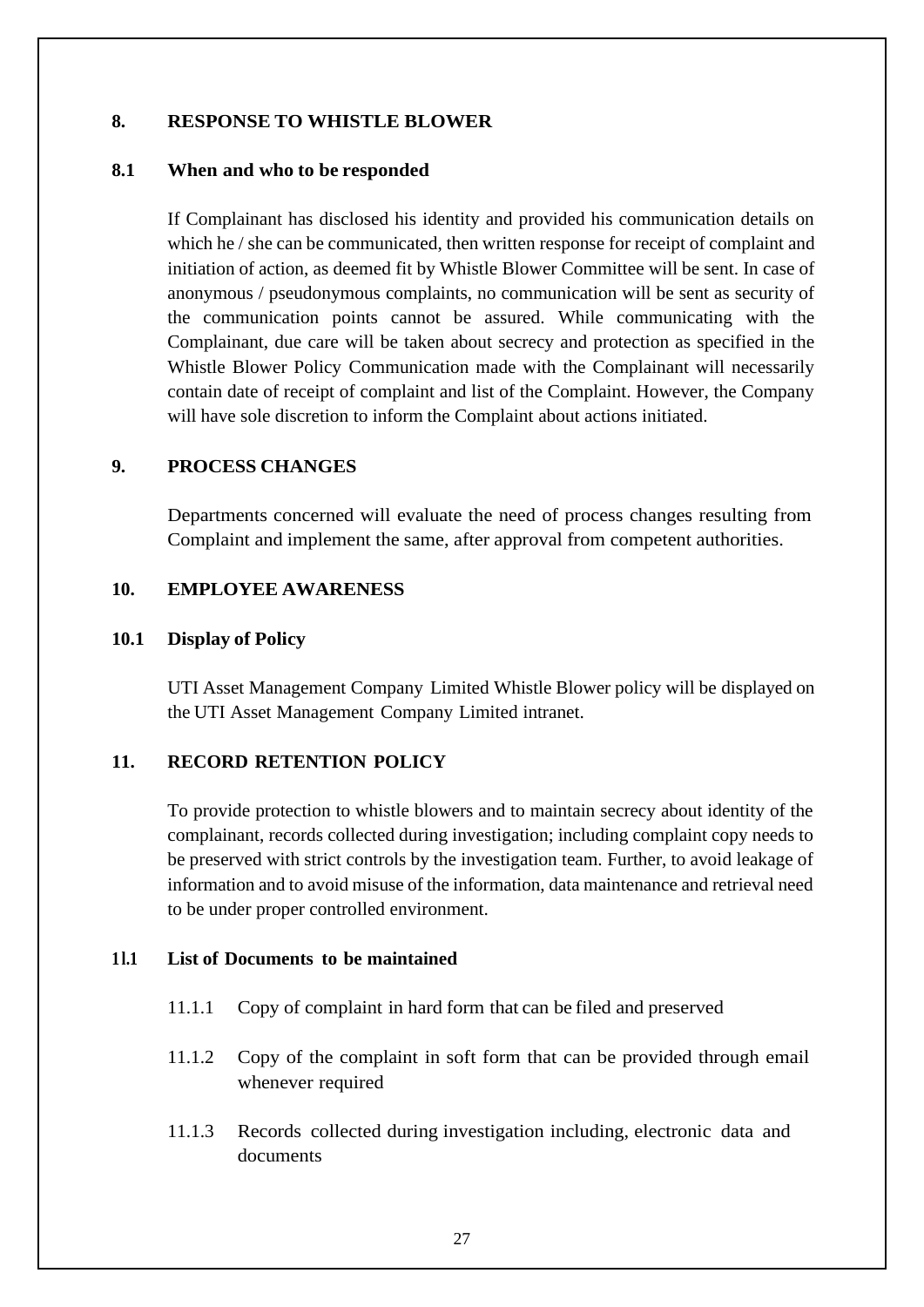## 8. RESPONSE TO WHISTLE BLOWER

### 8.1 When and who to be responded

If Complainant has disclosed his identity and provided his communication details on which he / she can be communicated, then written response for receipt of complaint and initiation of action, as deemed fit by Whistle Blower Committee will be sent. In case of anonymous / pseudonymous complaints, no communication will be sent as security of the communication points cannot be assured. While communicating with the Complainant, due care will be taken about secrecy and protection as specified in the Whistle Blower Policy Communication made with the Complainant will necessarily contain date of receipt of complaint and list of the Complaint. However, the Company will have sole discretion to inform the Complaint about actions initiated.

## 9. PROCESS CHANGES

Departments concerned will evaluate the need of process changes resulting from Complaint and implement the same, after approval from competent authorities.

## 10. EMPLOYEE AWARENESS

### 10.1 Display of Policy

UTI Asset Management Company Limited Whistle Blower policy will be displayed on the UTI Asset Management Company Limited intranet.

## 11. RECORD RETENTION POLICY

To provide protection to whistle blowers and to maintain secrecy about identity of the complainant, records collected during investigation; including complaint copy needs to be preserved with strict controls by the investigation team. Further, to avoid leakage of information and to avoid misuse of the information, data maintenance and retrieval need to be under proper controlled environment.

### 1l.1 List of Documents to be maintained

11.1.1 Copy of complaint in hard form that can be filed and preserved

11.1.2 Copy of the complaint in soft form that can be provided through email whenever required

11.1.3 Records collected during investigation including, electronic data and documents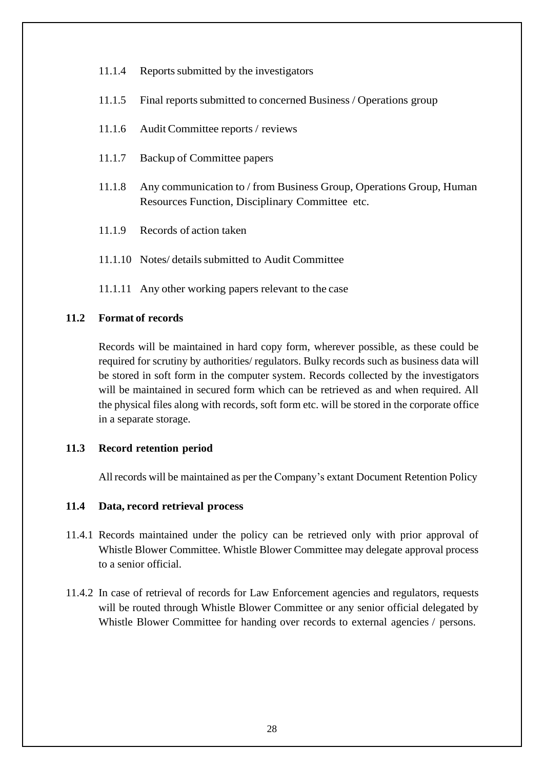11.1.4 Reports submitted by the investigators

11.1.5 Final reports submitted to concerned Business / Operations group

11.1.6 Audit Committee reports / reviews

11.1.7 Backup of Committee papers

11.1.8 Any communication to / from Business Group, Operations Group, Human Resources Function, Disciplinary Committee etc.

11.1.9 Records of action taken

11.1.10 Notes/ details submitted to Audit Committee

11.1.11 Any other working papers relevant to the case

### 11.2 Format of records

Records will be maintained in hard copy form, wherever possible, as these could be required for scrutiny by authorities/ regulators. Bulky records such as business data will be stored in soft form in the computer system. Records collected by the investigators will be maintained in secured form which can be retrieved as and when required. All the physical files along with records, soft form etc. will be stored in the corporate office in a separate storage.

### 11.3 Record retention period

All records will be maintained as per the Company's extant Document Retention Policy

### 11.4 Data, record retrieval process

11.4.1 Records maintained under the policy can be retrieved only with prior approval of Whistle Blower Committee. Whistle Blower Committee may delegate approval process to a senior official.

11.4.2 In case of retrieval of records for Law Enforcement agencies and regulators, requests will be routed through Whistle Blower Committee or any senior official delegated by Whistle Blower Committee for handing over records to external agencies / persons.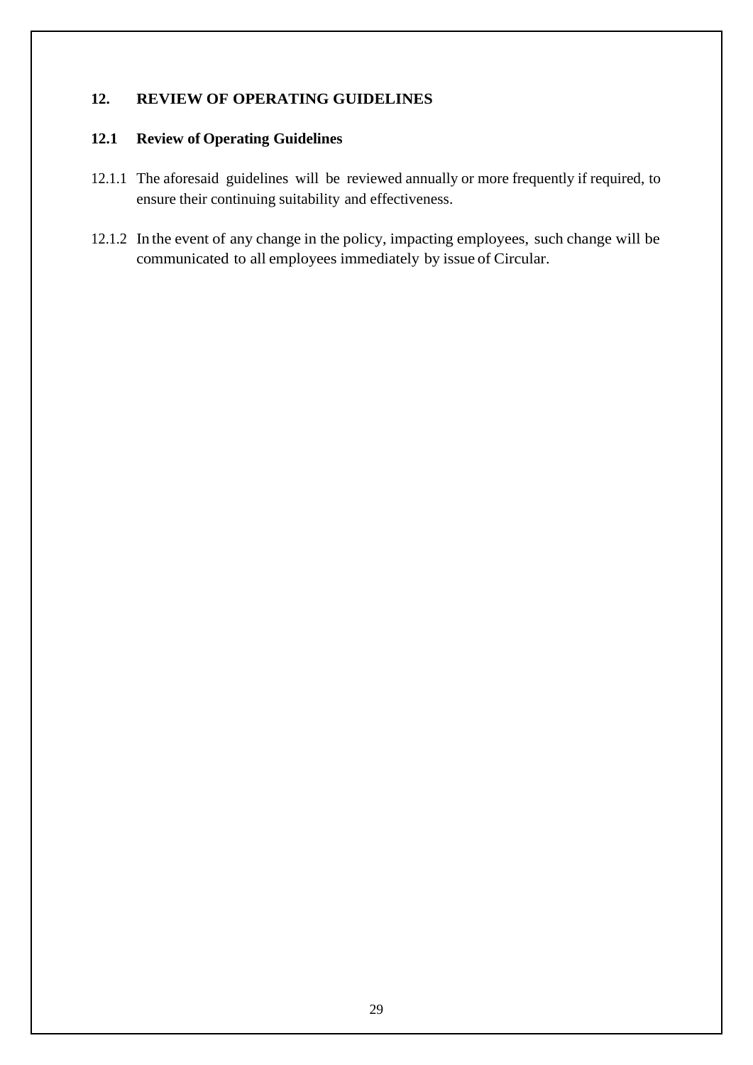## 12. REVIEW OF OPERATING GUIDELINES

### 12.1 Review of Operating Guidelines

12.1.1 The aforesaid guidelines will be reviewed annually or more frequently if required, to ensure their continuing suitability and effectiveness.

12.1.2 In the event of any change in the policy, impacting employees, such change will be communicated to all employees immediately by issue of Circular.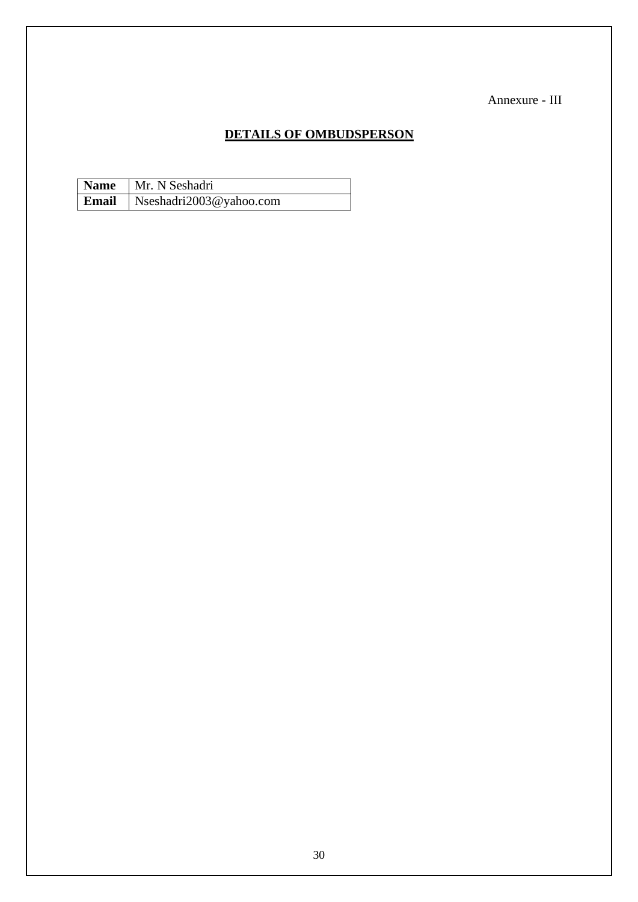Annexure - III

## DETAILS OF OMBUDSPERSON

| | |
|---|---|
| **Name** | Mr. N Seshadri |
| **Email** | Nseshadri2003@yahoo.com |